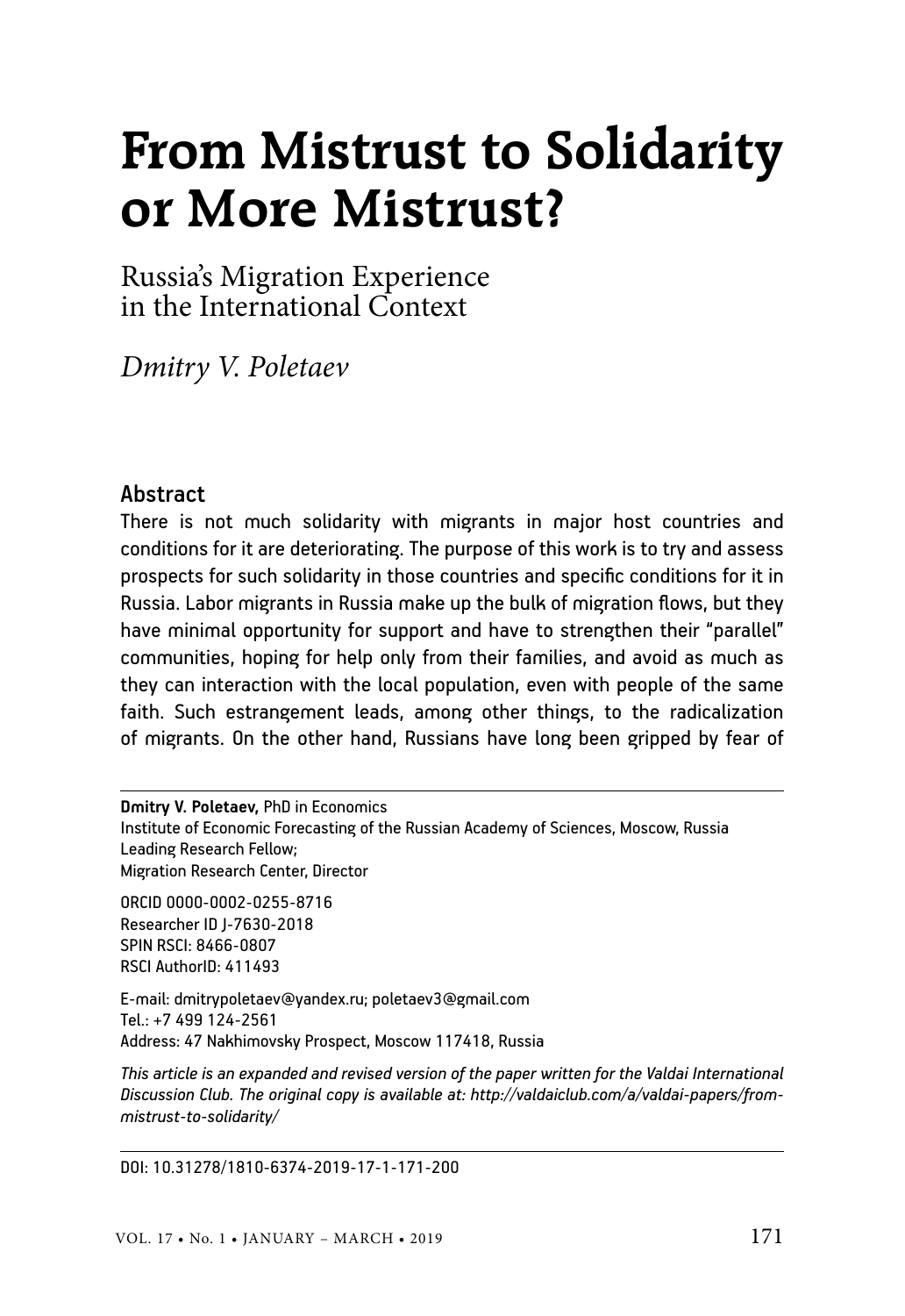# From Mistrust to Solidarity or More Mistrust?

## Russia's Migration Experience in the International Context

*Dmitry V. Poletaev*

### Abstract

There is not much solidarity with migrants in major host countries and conditions for it are deteriorating. The purpose of this work is to try and assess prospects for such solidarity in those countries and specific conditions for it in Russia. Labor migrants in Russia make up the bulk of migration flows, but they have minimal opportunity for support and have to strengthen their "parallel" communities, hoping for help only from their families, and avoid as much as they can interaction with the local population, even with people of the same faith. Such estrangement leads, among other things, to the radicalization of migrants. On the other hand, Russians have long been gripped by fear of

---

**Dmitry V. Poletaev,** PhD in Economics
Institute of Economic Forecasting of the Russian Academy of Sciences, Moscow, Russia
Leading Research Fellow;
Migration Research Center, Director

ORCID 0000-0002-0255-8716
Researcher ID J-7630-2018
SPIN RSCI: 8466-0807
RSCI AuthorID: 411493

E-mail: dmitrypoletaev@yandex.ru; poletaev3@gmail.com
Tel.: +7 499 124-2561
Address: 47 Nakhimovsky Prospect, Moscow 117418, Russia

*This article is an expanded and revised version of the paper written for the Valdai International Discussion Club. The original copy is available at: http://valdaiclub.com/a/valdai-papers/from-mistrust-to-solidarity/*

---

DOI: 10.31278/1810-6374-2019-17-1-171-200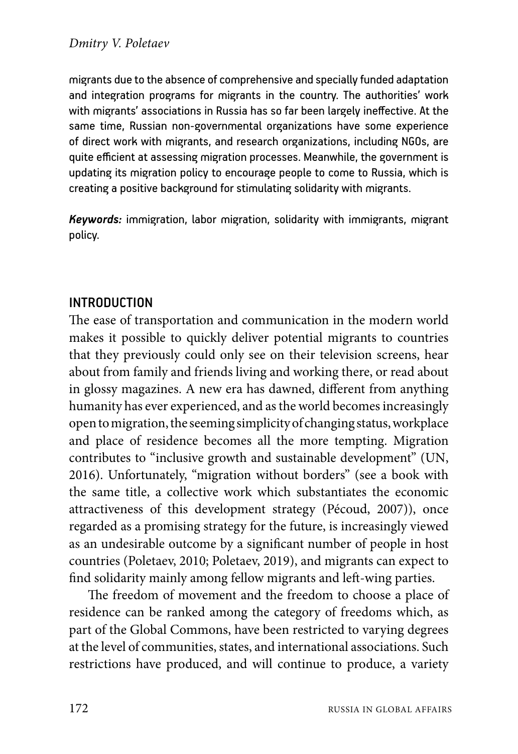migrants due to the absence of comprehensive and specially funded adaptation and integration programs for migrants in the country. The authorities' work with migrants' associations in Russia has so far been largely ineffective. At the same time, Russian non-governmental organizations have some experience of direct work with migrants, and research organizations, including NGOs, are quite efficient at assessing migration processes. Meanwhile, the government is updating its migration policy to encourage people to come to Russia, which is creating a positive background for stimulating solidarity with migrants.

***Keywords:*** immigration, labor migration, solidarity with immigrants, migrant policy.

## INTRODUCTION

The ease of transportation and communication in the modern world makes it possible to quickly deliver potential migrants to countries that they previously could only see on their television screens, hear about from family and friends living and working there, or read about in glossy magazines. A new era has dawned, different from anything humanity has ever experienced, and as the world becomes increasingly open to migration, the seeming simplicity of changing status, workplace and place of residence becomes all the more tempting. Migration contributes to "inclusive growth and sustainable development" (UN, 2016). Unfortunately, "migration without borders" (see a book with the same title, a collective work which substantiates the economic attractiveness of this development strategy (Pécoud, 2007)), once regarded as a promising strategy for the future, is increasingly viewed as an undesirable outcome by a significant number of people in host countries (Poletaev, 2010; Poletaev, 2019), and migrants can expect to find solidarity mainly among fellow migrants and left-wing parties.

The freedom of movement and the freedom to choose a place of residence can be ranked among the category of freedoms which, as part of the Global Commons, have been restricted to varying degrees at the level of communities, states, and international associations. Such restrictions have produced, and will continue to produce, a variety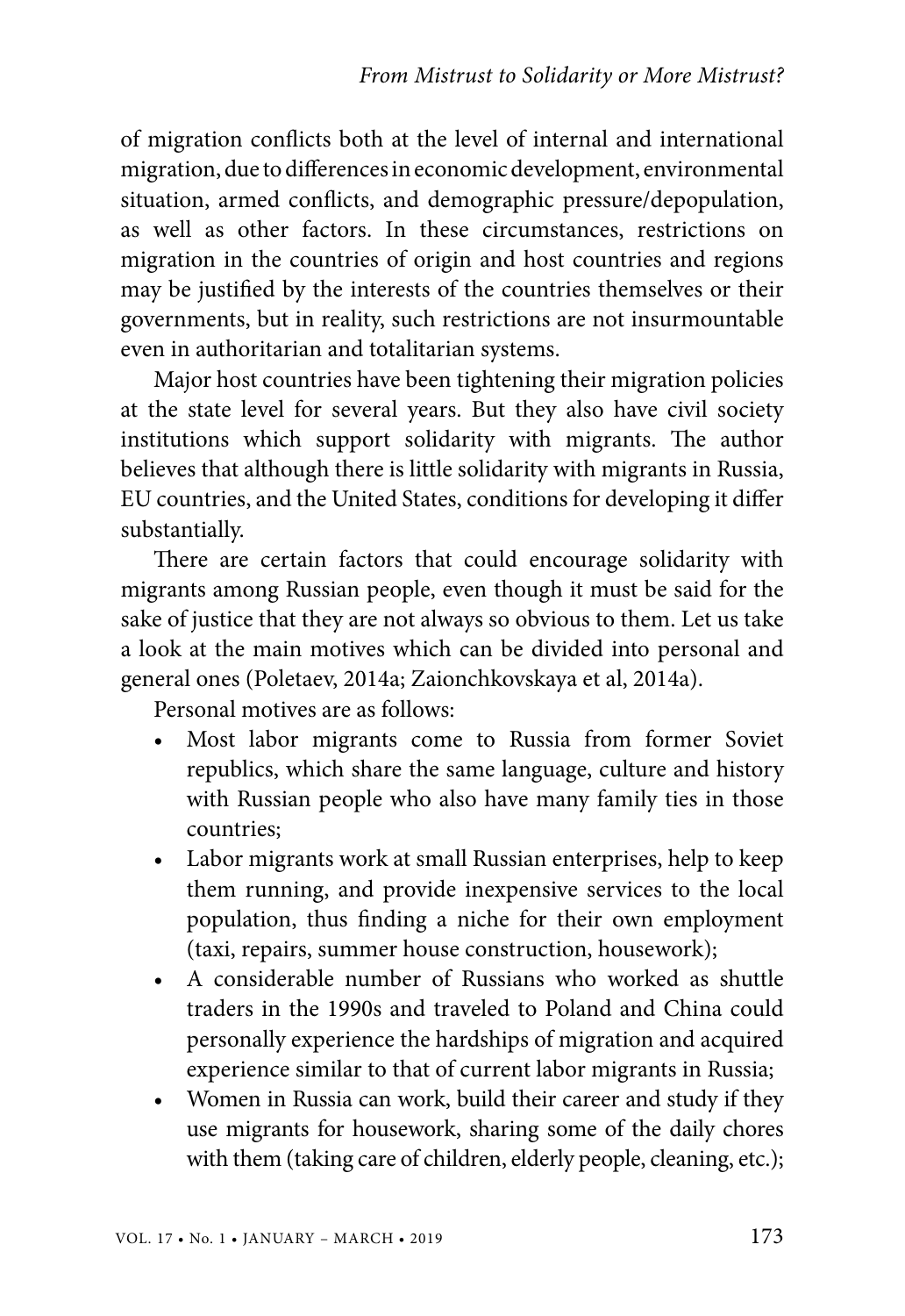of migration conflicts both at the level of internal and international migration, due to differences in economic development, environmental situation, armed conflicts, and demographic pressure/depopulation, as well as other factors. In these circumstances, restrictions on migration in the countries of origin and host countries and regions may be justified by the interests of the countries themselves or their governments, but in reality, such restrictions are not insurmountable even in authoritarian and totalitarian systems.

Major host countries have been tightening their migration policies at the state level for several years. But they also have civil society institutions which support solidarity with migrants. The author believes that although there is little solidarity with migrants in Russia, EU countries, and the United States, conditions for developing it differ substantially.

There are certain factors that could encourage solidarity with migrants among Russian people, even though it must be said for the sake of justice that they are not always so obvious to them. Let us take a look at the main motives which can be divided into personal and general ones (Poletaev, 2014a; Zaionchkovskaya et al, 2014a).

Personal motives are as follows:

- Most labor migrants come to Russia from former Soviet republics, which share the same language, culture and history with Russian people who also have many family ties in those countries;
- Labor migrants work at small Russian enterprises, help to keep them running, and provide inexpensive services to the local population, thus finding a niche for their own employment (taxi, repairs, summer house construction, housework);
- A considerable number of Russians who worked as shuttle traders in the 1990s and traveled to Poland and China could personally experience the hardships of migration and acquired experience similar to that of current labor migrants in Russia;
- Women in Russia can work, build their career and study if they use migrants for housework, sharing some of the daily chores with them (taking care of children, elderly people, cleaning, etc.);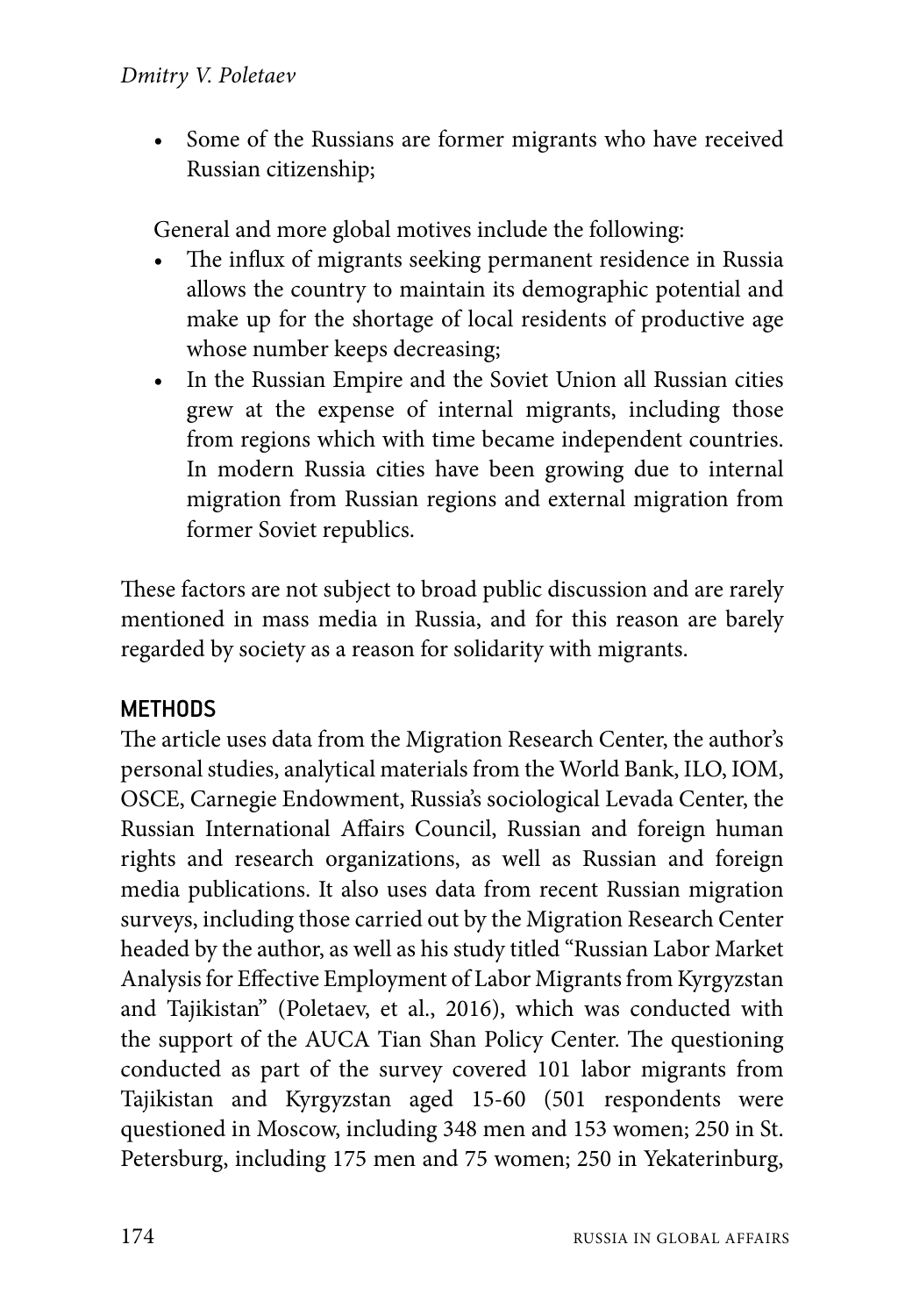- Some of the Russians are former migrants who have received Russian citizenship;

General and more global motives include the following:

- The influx of migrants seeking permanent residence in Russia allows the country to maintain its demographic potential and make up for the shortage of local residents of productive age whose number keeps decreasing;
- In the Russian Empire and the Soviet Union all Russian cities grew at the expense of internal migrants, including those from regions which with time became independent countries. In modern Russia cities have been growing due to internal migration from Russian regions and external migration from former Soviet republics.

These factors are not subject to broad public discussion and are rarely mentioned in mass media in Russia, and for this reason are barely regarded by society as a reason for solidarity with migrants.

## METHODS

The article uses data from the Migration Research Center, the author's personal studies, analytical materials from the World Bank, ILO, IOM, OSCE, Carnegie Endowment, Russia's sociological Levada Center, the Russian International Affairs Council, Russian and foreign human rights and research organizations, as well as Russian and foreign media publications. It also uses data from recent Russian migration surveys, including those carried out by the Migration Research Center headed by the author, as well as his study titled "Russian Labor Market Analysis for Effective Employment of Labor Migrants from Kyrgyzstan and Tajikistan" (Poletaev, et al., 2016), which was conducted with the support of the AUCA Tian Shan Policy Center. The questioning conducted as part of the survey covered 101 labor migrants from Tajikistan and Kyrgyzstan aged 15-60 (501 respondents were questioned in Moscow, including 348 men and 153 women; 250 in St. Petersburg, including 175 men and 75 women; 250 in Yekaterinburg,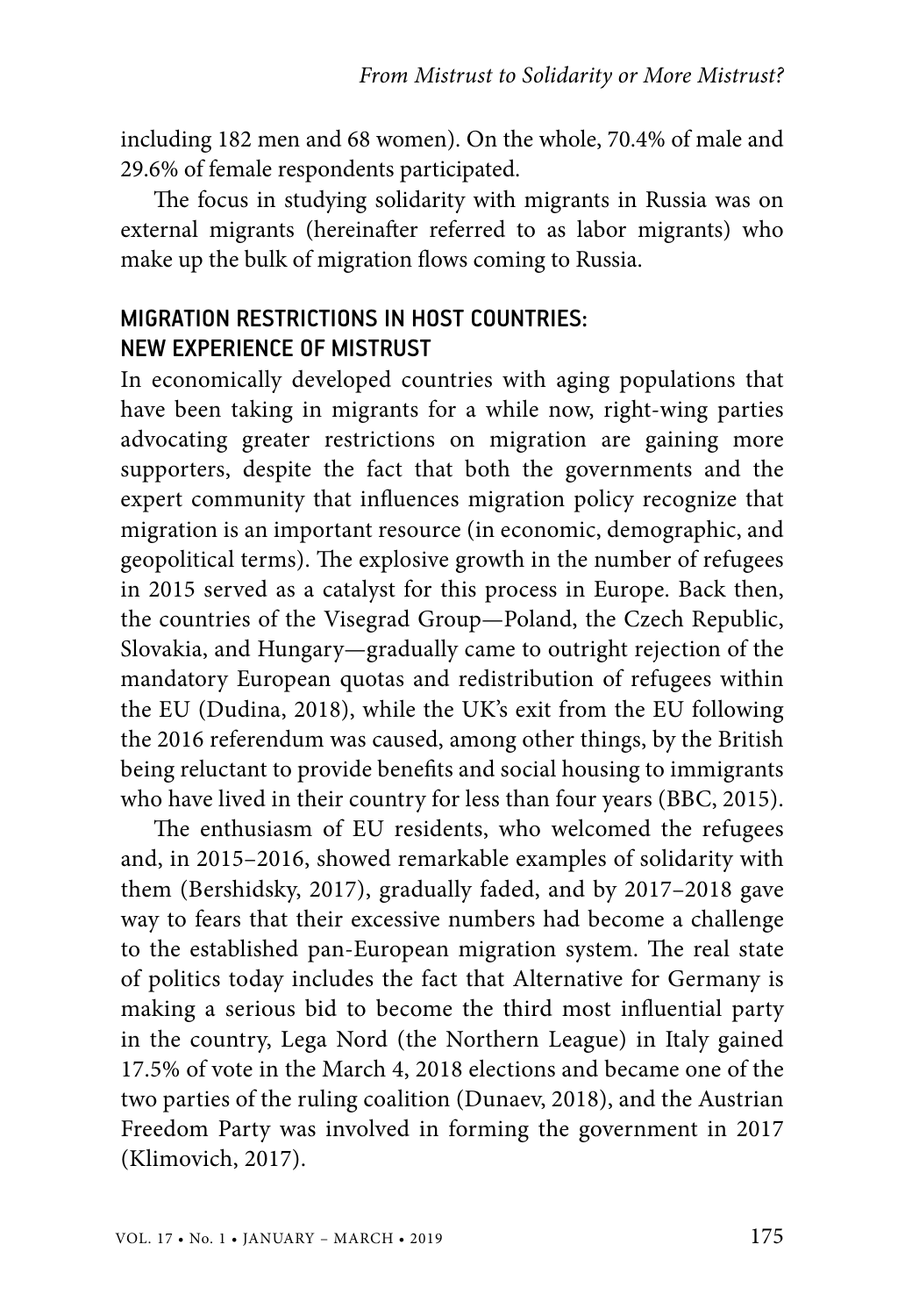including 182 men and 68 women). On the whole, 70.4% of male and 29.6% of female respondents participated.

The focus in studying solidarity with migrants in Russia was on external migrants (hereinafter referred to as labor migrants) who make up the bulk of migration flows coming to Russia.

## MIGRATION RESTRICTIONS IN HOST COUNTRIES: NEW EXPERIENCE OF MISTRUST

In economically developed countries with aging populations that have been taking in migrants for a while now, right-wing parties advocating greater restrictions on migration are gaining more supporters, despite the fact that both the governments and the expert community that influences migration policy recognize that migration is an important resource (in economic, demographic, and geopolitical terms). The explosive growth in the number of refugees in 2015 served as a catalyst for this process in Europe. Back then, the countries of the Visegrad Group—Poland, the Czech Republic, Slovakia, and Hungary—gradually came to outright rejection of the mandatory European quotas and redistribution of refugees within the EU (Dudina, 2018), while the UK's exit from the EU following the 2016 referendum was caused, among other things, by the British being reluctant to provide benefits and social housing to immigrants who have lived in their country for less than four years (BBC, 2015).

The enthusiasm of EU residents, who welcomed the refugees and, in 2015–2016, showed remarkable examples of solidarity with them (Bershidsky, 2017), gradually faded, and by 2017–2018 gave way to fears that their excessive numbers had become a challenge to the established pan-European migration system. The real state of politics today includes the fact that Alternative for Germany is making a serious bid to become the third most influential party in the country, Lega Nord (the Northern League) in Italy gained 17.5% of vote in the March 4, 2018 elections and became one of the two parties of the ruling coalition (Dunaev, 2018), and the Austrian Freedom Party was involved in forming the government in 2017 (Klimovich, 2017).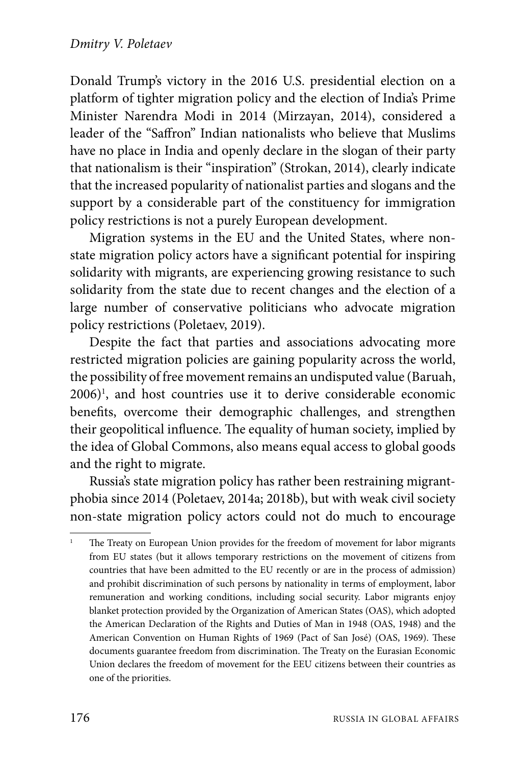Donald Trump's victory in the 2016 U.S. presidential election on a platform of tighter migration policy and the election of India's Prime Minister Narendra Modi in 2014 (Mirzayan, 2014), considered a leader of the "Saffron" Indian nationalists who believe that Muslims have no place in India and openly declare in the slogan of their party that nationalism is their "inspiration" (Strokan, 2014), clearly indicate that the increased popularity of nationalist parties and slogans and the support by a considerable part of the constituency for immigration policy restrictions is not a purely European development.

Migration systems in the EU and the United States, where non-state migration policy actors have a significant potential for inspiring solidarity with migrants, are experiencing growing resistance to such solidarity from the state due to recent changes and the election of a large number of conservative politicians who advocate migration policy restrictions (Poletaev, 2019).

Despite the fact that parties and associations advocating more restricted migration policies are gaining popularity across the world, the possibility of free movement remains an undisputed value (Baruah, 2006)[1], and host countries use it to derive considerable economic benefits, overcome their demographic challenges, and strengthen their geopolitical influence. The equality of human society, implied by the idea of Global Commons, also means equal access to global goods and the right to migrate.

Russia's state migration policy has rather been restraining migrant-phobia since 2014 (Poletaev, 2014a; 2018b), but with weak civil society non-state migration policy actors could not do much to encourage

---

[1] The Treaty on European Union provides for the freedom of movement for labor migrants from EU states (but it allows temporary restrictions on the movement of citizens from countries that have been admitted to the EU recently or are in the process of admission) and prohibit discrimination of such persons by nationality in terms of employment, labor remuneration and working conditions, including social security. Labor migrants enjoy blanket protection provided by the Organization of American States (OAS), which adopted the American Declaration of the Rights and Duties of Man in 1948 (OAS, 1948) and the American Convention on Human Rights of 1969 (Pact of San José) (OAS, 1969). These documents guarantee freedom from discrimination. The Treaty on the Eurasian Economic Union declares the freedom of movement for the EEU citizens between their countries as one of the priorities.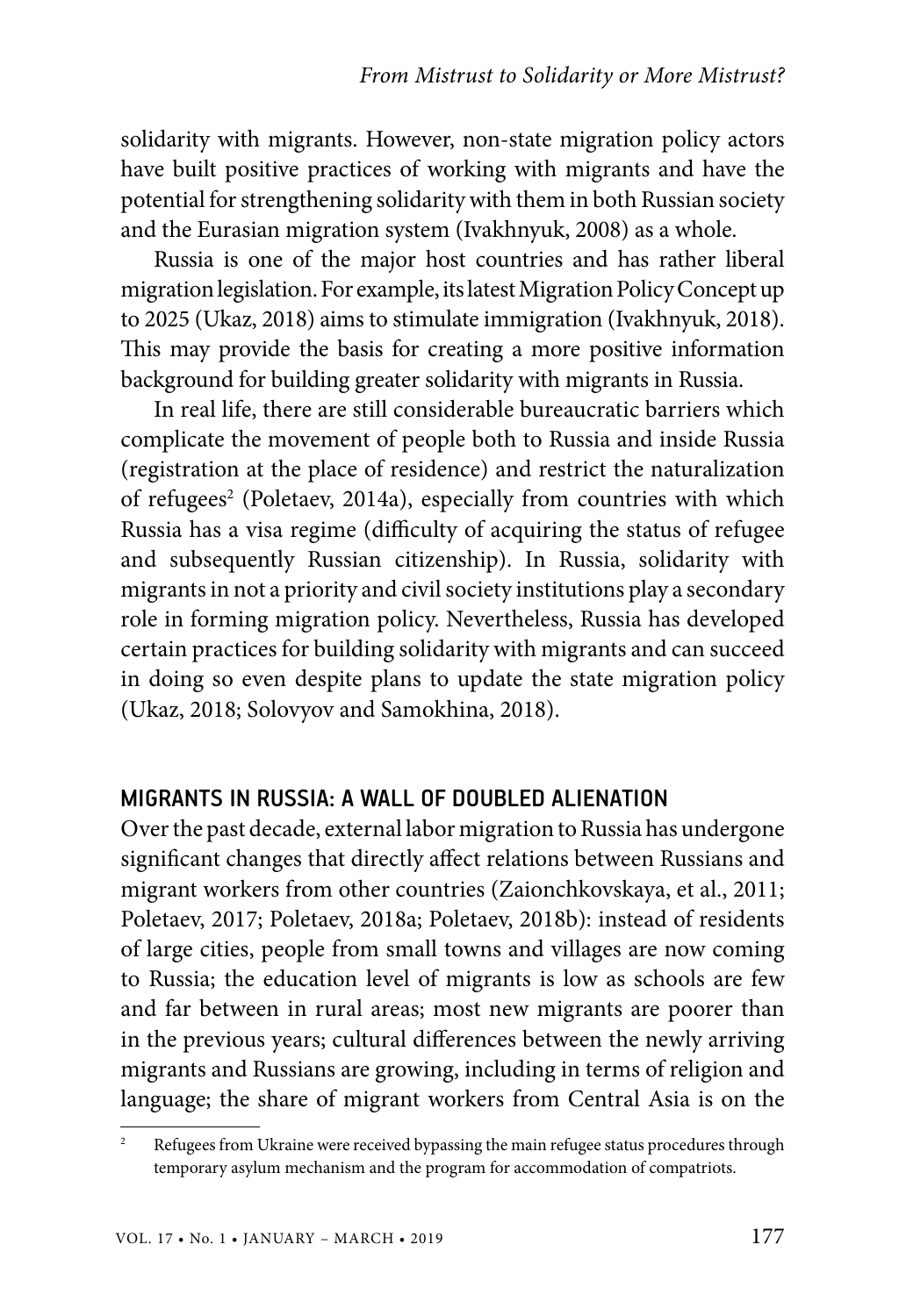solidarity with migrants. However, non-state migration policy actors have built positive practices of working with migrants and have the potential for strengthening solidarity with them in both Russian society and the Eurasian migration system (Ivakhnyuk, 2008) as a whole.

Russia is one of the major host countries and has rather liberal migration legislation. For example, its latest Migration Policy Concept up to 2025 (Ukaz, 2018) aims to stimulate immigration (Ivakhnyuk, 2018). This may provide the basis for creating a more positive information background for building greater solidarity with migrants in Russia.

In real life, there are still considerable bureaucratic barriers which complicate the movement of people both to Russia and inside Russia (registration at the place of residence) and restrict the naturalization of refugees[2] (Poletaev, 2014a), especially from countries with which Russia has a visa regime (difficulty of acquiring the status of refugee and subsequently Russian citizenship). In Russia, solidarity with migrants in not a priority and civil society institutions play a secondary role in forming migration policy. Nevertheless, Russia has developed certain practices for building solidarity with migrants and can succeed in doing so even despite plans to update the state migration policy (Ukaz, 2018; Solovyov and Samokhina, 2018).

## MIGRANTS IN RUSSIA: A WALL OF DOUBLED ALIENATION

Over the past decade, external labor migration to Russia has undergone significant changes that directly affect relations between Russians and migrant workers from other countries (Zaionchkovskaya, et al., 2011; Poletaev, 2017; Poletaev, 2018a; Poletaev, 2018b): instead of residents of large cities, people from small towns and villages are now coming to Russia; the education level of migrants is low as schools are few and far between in rural areas; most new migrants are poorer than in the previous years; cultural differences between the newly arriving migrants and Russians are growing, including in terms of religion and language; the share of migrant workers from Central Asia is on the

[2] Refugees from Ukraine were received bypassing the main refugee status procedures through temporary asylum mechanism and the program for accommodation of compatriots.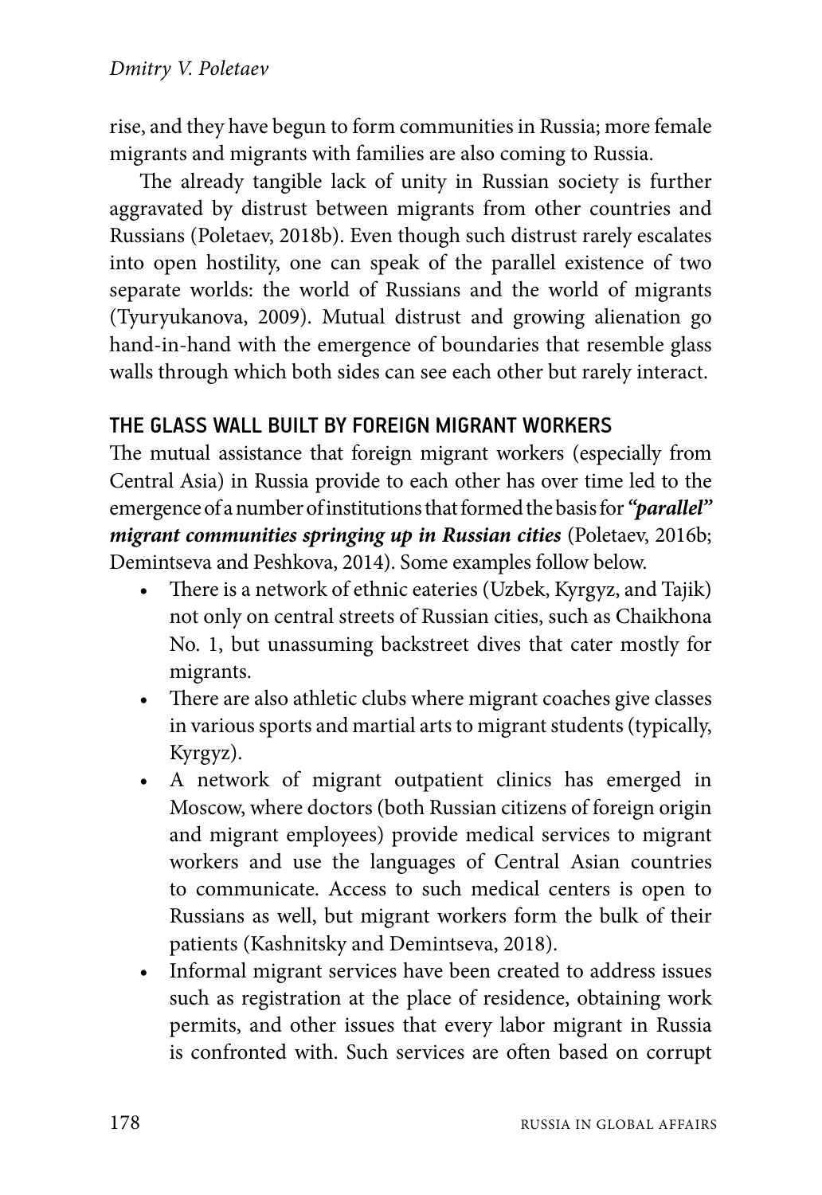rise, and they have begun to form communities in Russia; more female migrants and migrants with families are also coming to Russia.

The already tangible lack of unity in Russian society is further aggravated by distrust between migrants from other countries and Russians (Poletaev, 2018b). Even though such distrust rarely escalates into open hostility, one can speak of the parallel existence of two separate worlds: the world of Russians and the world of migrants (Tyuryukanova, 2009). Mutual distrust and growing alienation go hand-in-hand with the emergence of boundaries that resemble glass walls through which both sides can see each other but rarely interact.

## THE GLASS WALL BUILT BY FOREIGN MIGRANT WORKERS

The mutual assistance that foreign migrant workers (especially from Central Asia) in Russia provide to each other has over time led to the emergence of a number of institutions that formed the basis for ***"parallel" migrant communities springing up in Russian cities*** (Poletaev, 2016b; Demintseva and Peshkova, 2014). Some examples follow below.

- There is a network of ethnic eateries (Uzbek, Kyrgyz, and Tajik) not only on central streets of Russian cities, such as Chaikhona No. 1, but unassuming backstreet dives that cater mostly for migrants.
- There are also athletic clubs where migrant coaches give classes in various sports and martial arts to migrant students (typically, Kyrgyz).
- A network of migrant outpatient clinics has emerged in Moscow, where doctors (both Russian citizens of foreign origin and migrant employees) provide medical services to migrant workers and use the languages of Central Asian countries to communicate. Access to such medical centers is open to Russians as well, but migrant workers form the bulk of their patients (Kashnitsky and Demintseva, 2018).
- Informal migrant services have been created to address issues such as registration at the place of residence, obtaining work permits, and other issues that every labor migrant in Russia is confronted with. Such services are often based on corrupt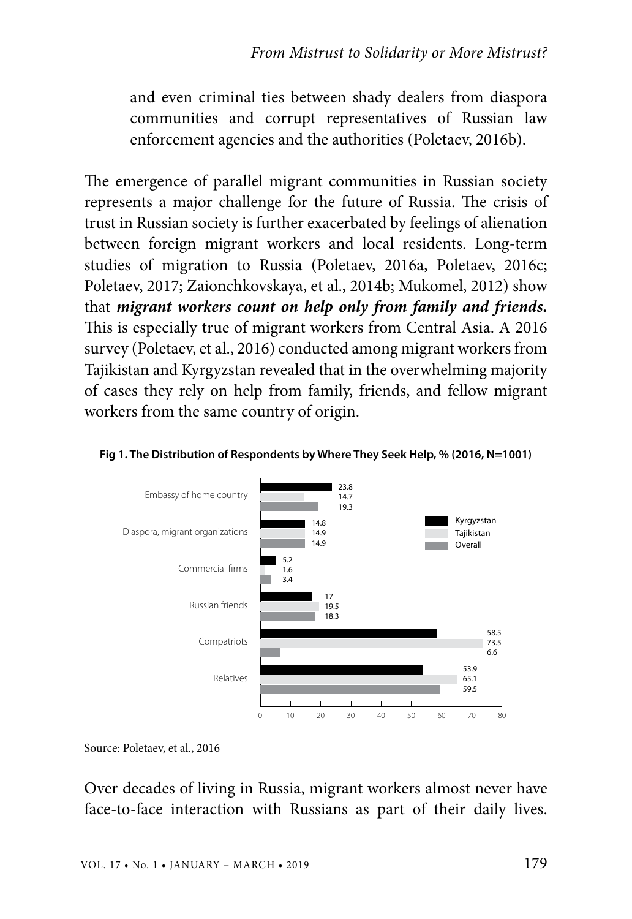and even criminal ties between shady dealers from diaspora communities and corrupt representatives of Russian law enforcement agencies and the authorities (Poletaev, 2016b).

The emergence of parallel migrant communities in Russian society represents a major challenge for the future of Russia. The crisis of trust in Russian society is further exacerbated by feelings of alienation between foreign migrant workers and local residents. Long-term studies of migration to Russia (Poletaev, 2016a, Poletaev, 2016c; Poletaev, 2017; Zaionchkovskaya, et al., 2014b; Mukomel, 2012) show that ***migrant workers count on help only from family and friends.*** This is especially true of migrant workers from Central Asia. A 2016 survey (Poletaev, et al., 2016) conducted among migrant workers from Tajikistan and Kyrgyzstan revealed that in the overwhelming majority of cases they rely on help from family, friends, and fellow migrant workers from the same country of origin.

**Fig 1. The Distribution of Respondents by Where They Seek Help, % (2016, N=1001)**

| | Kyrgyzstan | Tajikistan | Overall |
|---|---|---|---|
| Embassy of home country | 23.8 | 14.7 | 19.3 |
| Diaspora, migrant organizations | 14.8 | 14.9 | 14.9 |
| Commercial firms | 5.2 | 1.6 | 3.4 |
| Russian friends | 17 | 19.5 | 18.3 |
| Compatriots | 58.5 | 73.5 | 6.6 |
| Relatives | 53.9 | 65.1 | 59.5 |

Source: Poletaev, et al., 2016

Over decades of living in Russia, migrant workers almost never have face-to-face interaction with Russians as part of their daily lives.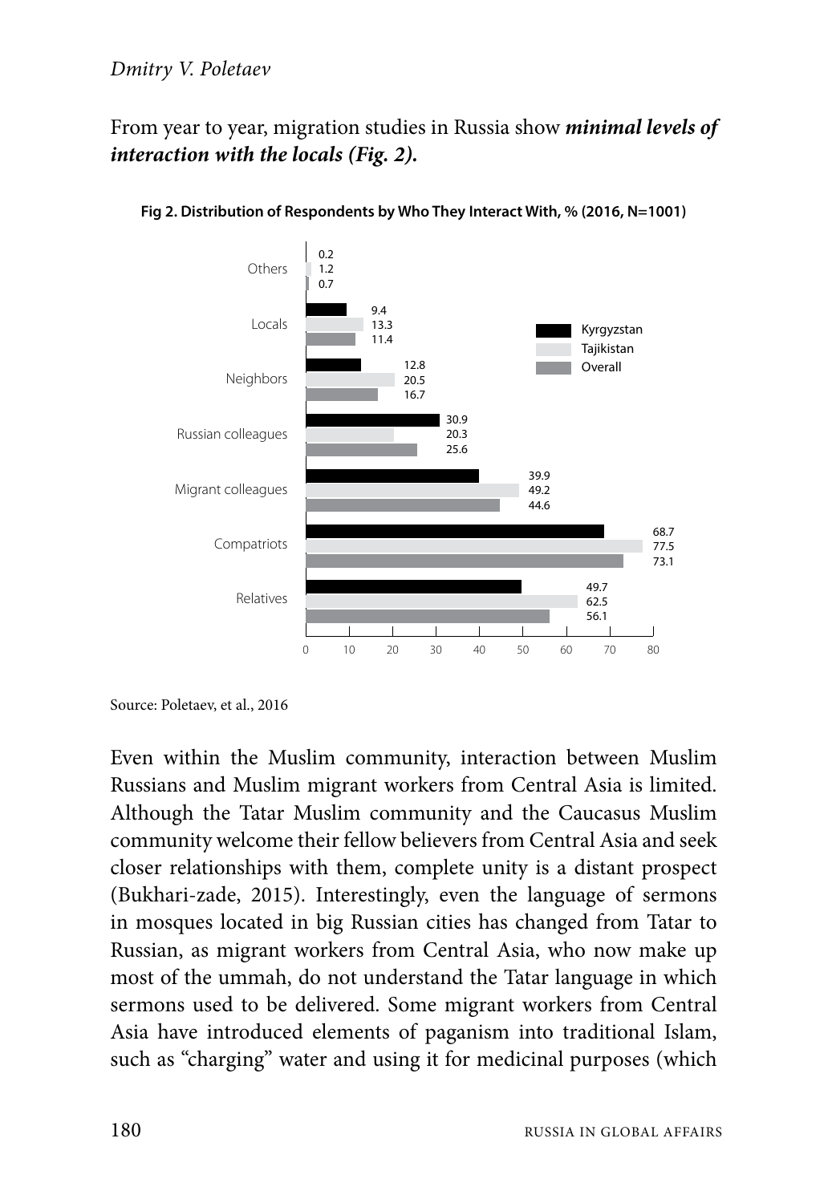From year to year, migration studies in Russia show ***minimal levels of interaction with the locals (Fig. 2).***

**Fig 2. Distribution of Respondents by Who They Interact With, % (2016, N=1001)**

| | Kyrgyzstan | Tajikistan | Overall |
|---|---|---|---|
| Others | 0.2 | 1.2 | 0.7 |
| Locals | 9.4 | 13.3 | 11.4 |
| Neighbors | 12.8 | 20.5 | 16.7 |
| Russian colleagues | 30.9 | 20.3 | 25.6 |
| Migrant colleagues | 39.9 | 49.2 | 44.6 |
| Compatriots | 68.7 | 77.5 | 73.1 |
| Relatives | 49.7 | 62.5 | 56.1 |

Source: Poletaev, et al., 2016

Even within the Muslim community, interaction between Muslim Russians and Muslim migrant workers from Central Asia is limited. Although the Tatar Muslim community and the Caucasus Muslim community welcome their fellow believers from Central Asia and seek closer relationships with them, complete unity is a distant prospect (Bukhari-zade, 2015). Interestingly, even the language of sermons in mosques located in big Russian cities has changed from Tatar to Russian, as migrant workers from Central Asia, who now make up most of the ummah, do not understand the Tatar language in which sermons used to be delivered. Some migrant workers from Central Asia have introduced elements of paganism into traditional Islam, such as "charging" water and using it for medicinal purposes (which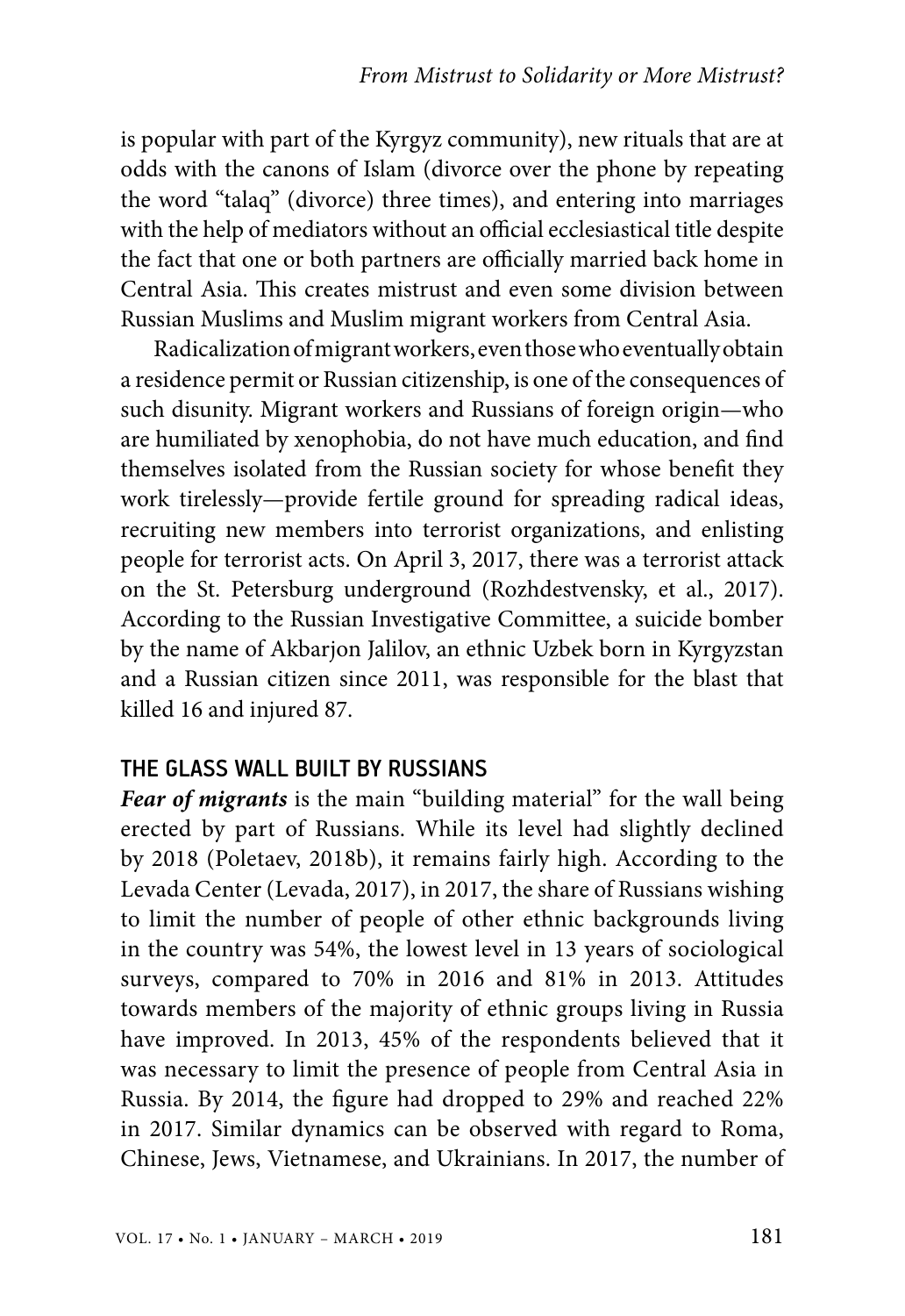is popular with part of the Kyrgyz community), new rituals that are at odds with the canons of Islam (divorce over the phone by repeating the word "talaq" (divorce) three times), and entering into marriages with the help of mediators without an official ecclesiastical title despite the fact that one or both partners are officially married back home in Central Asia. This creates mistrust and even some division between Russian Muslims and Muslim migrant workers from Central Asia.

Radicalization of migrant workers, even those who eventually obtain a residence permit or Russian citizenship, is one of the consequences of such disunity. Migrant workers and Russians of foreign origin—who are humiliated by xenophobia, do not have much education, and find themselves isolated from the Russian society for whose benefit they work tirelessly—provide fertile ground for spreading radical ideas, recruiting new members into terrorist organizations, and enlisting people for terrorist acts. On April 3, 2017, there was a terrorist attack on the St. Petersburg underground (Rozhdestvensky, et al., 2017). According to the Russian Investigative Committee, a suicide bomber by the name of Akbarjon Jalilov, an ethnic Uzbek born in Kyrgyzstan and a Russian citizen since 2011, was responsible for the blast that killed 16 and injured 87.

## THE GLASS WALL BUILT BY RUSSIANS

***Fear of migrants*** is the main "building material" for the wall being erected by part of Russians. While its level had slightly declined by 2018 (Poletaev, 2018b), it remains fairly high. According to the Levada Center (Levada, 2017), in 2017, the share of Russians wishing to limit the number of people of other ethnic backgrounds living in the country was 54%, the lowest level in 13 years of sociological surveys, compared to 70% in 2016 and 81% in 2013. Attitudes towards members of the majority of ethnic groups living in Russia have improved. In 2013, 45% of the respondents believed that it was necessary to limit the presence of people from Central Asia in Russia. By 2014, the figure had dropped to 29% and reached 22% in 2017. Similar dynamics can be observed with regard to Roma, Chinese, Jews, Vietnamese, and Ukrainians. In 2017, the number of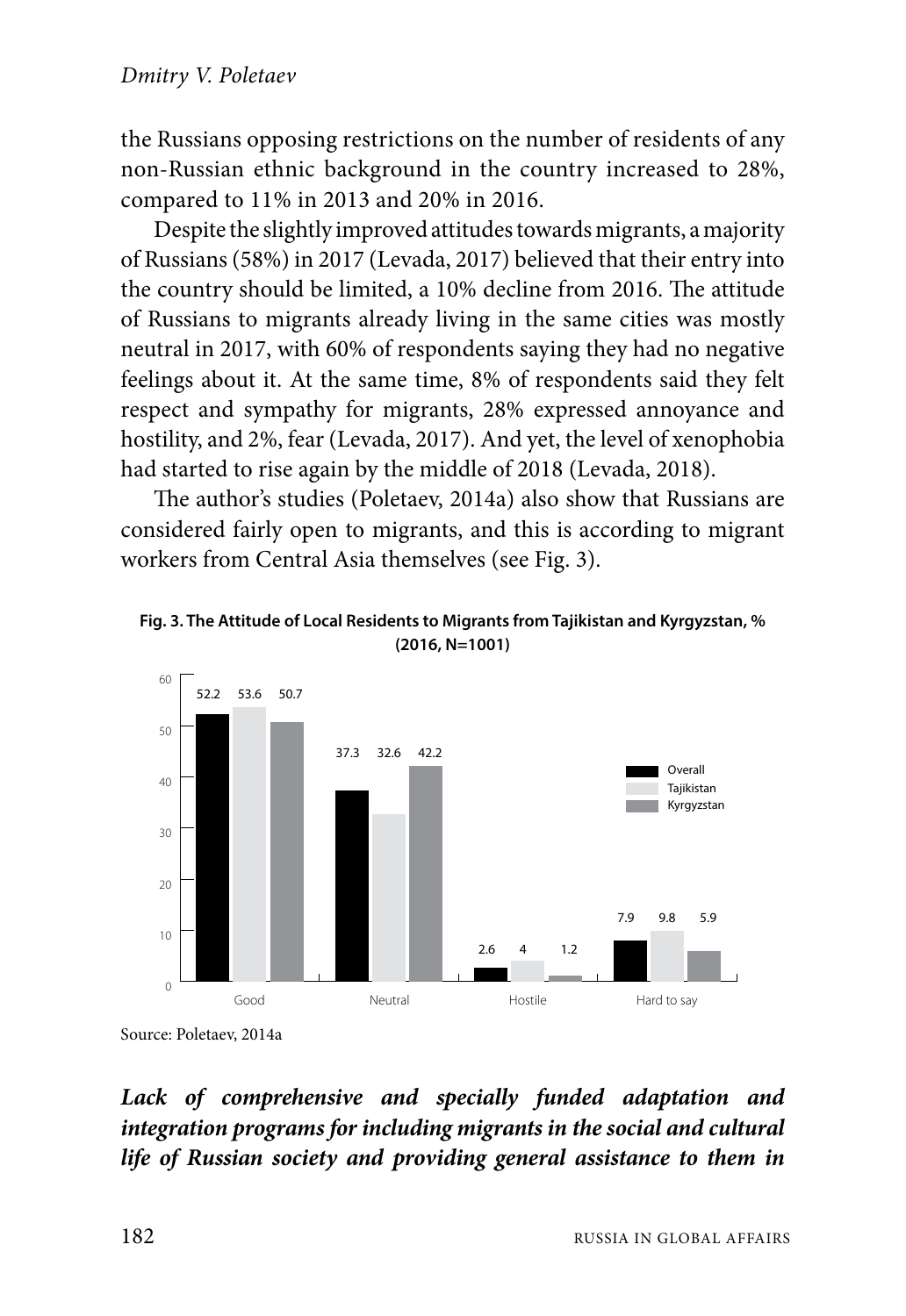the Russians opposing restrictions on the number of residents of any non-Russian ethnic background in the country increased to 28%, compared to 11% in 2013 and 20% in 2016.

Despite the slightly improved attitudes towards migrants, a majority of Russians (58%) in 2017 (Levada, 2017) believed that their entry into the country should be limited, a 10% decline from 2016. The attitude of Russians to migrants already living in the same cities was mostly neutral in 2017, with 60% of respondents saying they had no negative feelings about it. At the same time, 8% of respondents said they felt respect and sympathy for migrants, 28% expressed annoyance and hostility, and 2%, fear (Levada, 2017). And yet, the level of xenophobia had started to rise again by the middle of 2018 (Levada, 2018).

The author's studies (Poletaev, 2014a) also show that Russians are considered fairly open to migrants, and this is according to migrant workers from Central Asia themselves (see Fig. 3).

**Fig. 3. The Attitude of Local Residents to Migrants from Tajikistan and Kyrgyzstan, % (2016, N=1001)**

| | Overall | Tajikistan | Kyrgyzstan |
|---|---|---|---|
| Good | 52.2 | 53.6 | 50.7 |
| Neutral | 37.3 | 32.6 | 42.2 |
| Hostile | 2.6 | 4 | 1.2 |
| Hard to say | 7.9 | 9.8 | 5.9 |

Source: Poletaev, 2014a

***Lack of comprehensive and specially funded adaptation and integration programs for including migrants in the social and cultural life of Russian society and providing general assistance to them in***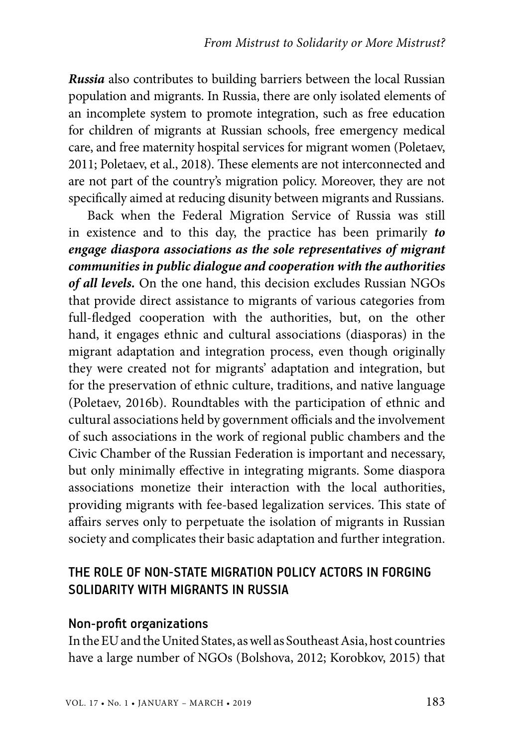***Russia*** also contributes to building barriers between the local Russian population and migrants. In Russia, there are only isolated elements of an incomplete system to promote integration, such as free education for children of migrants at Russian schools, free emergency medical care, and free maternity hospital services for migrant women (Poletaev, 2011; Poletaev, et al., 2018). These elements are not interconnected and are not part of the country's migration policy. Moreover, they are not specifically aimed at reducing disunity between migrants and Russians.

Back when the Federal Migration Service of Russia was still in existence and to this day, the practice has been primarily ***to engage diaspora associations as the sole representatives of migrant communities in public dialogue and cooperation with the authorities of all levels.*** On the one hand, this decision excludes Russian NGOs that provide direct assistance to migrants of various categories from full-fledged cooperation with the authorities, but, on the other hand, it engages ethnic and cultural associations (diasporas) in the migrant adaptation and integration process, even though originally they were created not for migrants' adaptation and integration, but for the preservation of ethnic culture, traditions, and native language (Poletaev, 2016b). Roundtables with the participation of ethnic and cultural associations held by government officials and the involvement of such associations in the work of regional public chambers and the Civic Chamber of the Russian Federation is important and necessary, but only minimally effective in integrating migrants. Some diaspora associations monetize their interaction with the local authorities, providing migrants with fee-based legalization services. This state of affairs serves only to perpetuate the isolation of migrants in Russian society and complicates their basic adaptation and further integration.

## THE ROLE OF NON-STATE MIGRATION POLICY ACTORS IN FORGING SOLIDARITY WITH MIGRANTS IN RUSSIA

### Non-profit organizations

In the EU and the United States, as well as Southeast Asia, host countries have a large number of NGOs (Bolshova, 2012; Korobkov, 2015) that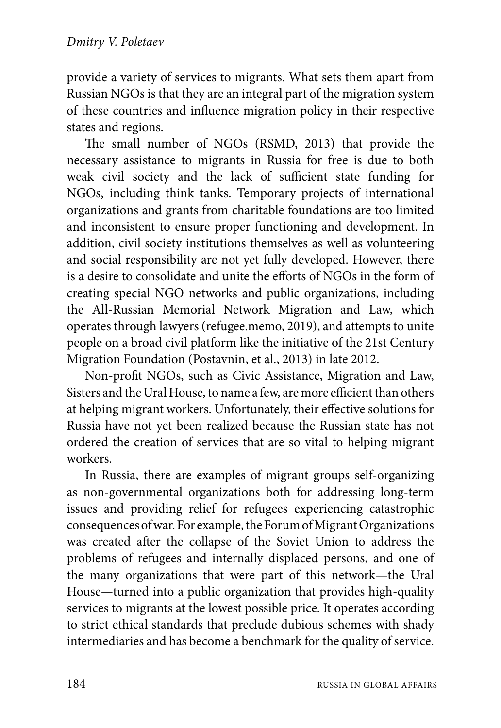provide a variety of services to migrants. What sets them apart from Russian NGOs is that they are an integral part of the migration system of these countries and influence migration policy in their respective states and regions.

The small number of NGOs (RSMD, 2013) that provide the necessary assistance to migrants in Russia for free is due to both weak civil society and the lack of sufficient state funding for NGOs, including think tanks. Temporary projects of international organizations and grants from charitable foundations are too limited and inconsistent to ensure proper functioning and development. In addition, civil society institutions themselves as well as volunteering and social responsibility are not yet fully developed. However, there is a desire to consolidate and unite the efforts of NGOs in the form of creating special NGO networks and public organizations, including the All-Russian Memorial Network Migration and Law, which operates through lawyers (refugee.memo, 2019), and attempts to unite people on a broad civil platform like the initiative of the 21st Century Migration Foundation (Postavnin, et al., 2013) in late 2012.

Non-profit NGOs, such as Civic Assistance, Migration and Law, Sisters and the Ural House, to name a few, are more efficient than others at helping migrant workers. Unfortunately, their effective solutions for Russia have not yet been realized because the Russian state has not ordered the creation of services that are so vital to helping migrant workers.

In Russia, there are examples of migrant groups self-organizing as non-governmental organizations both for addressing long-term issues and providing relief for refugees experiencing catastrophic consequences of war. For example, the Forum of Migrant Organizations was created after the collapse of the Soviet Union to address the problems of refugees and internally displaced persons, and one of the many organizations that were part of this network—the Ural House—turned into a public organization that provides high-quality services to migrants at the lowest possible price. It operates according to strict ethical standards that preclude dubious schemes with shady intermediaries and has become a benchmark for the quality of service.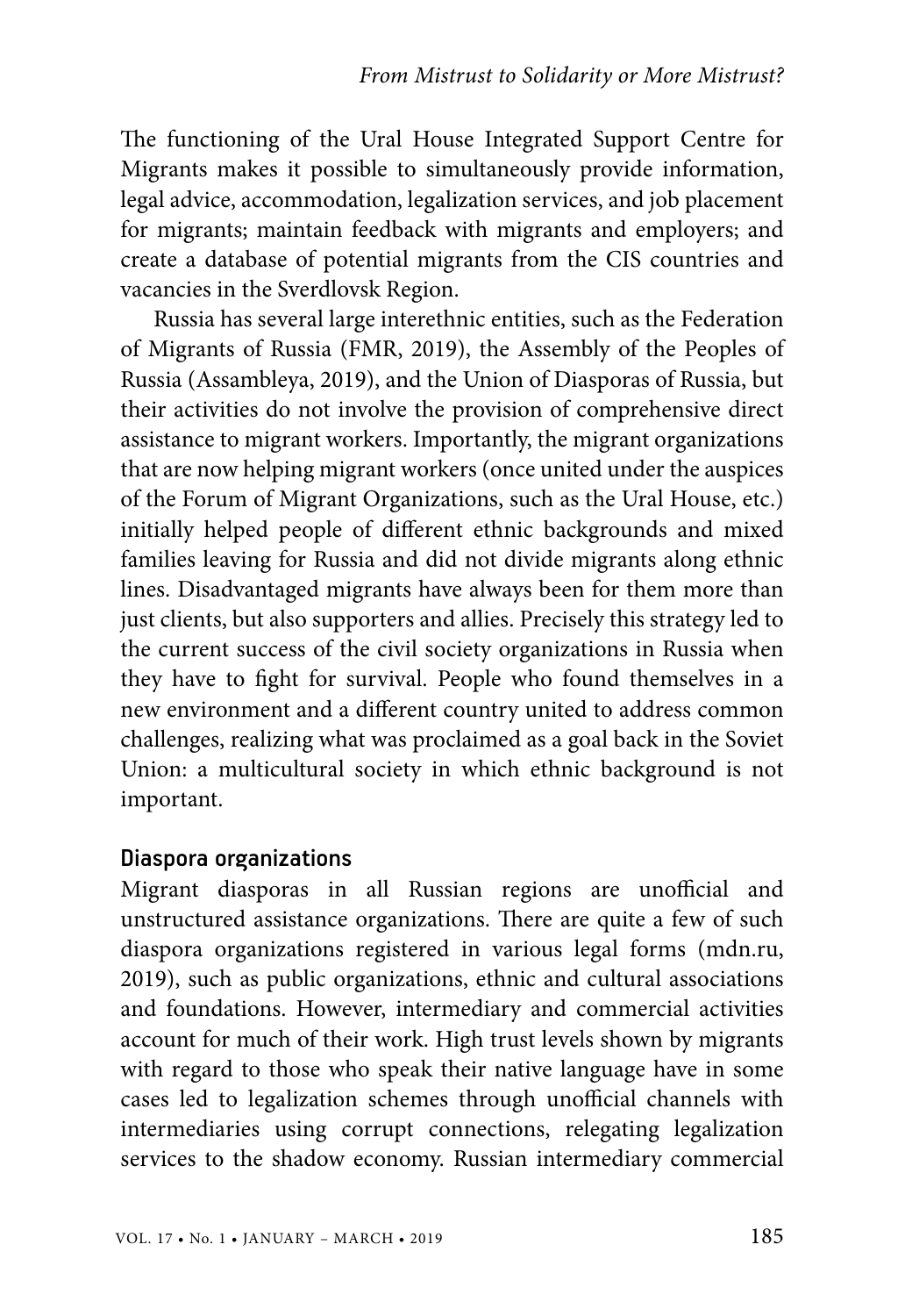The functioning of the Ural House Integrated Support Centre for Migrants makes it possible to simultaneously provide information, legal advice, accommodation, legalization services, and job placement for migrants; maintain feedback with migrants and employers; and create a database of potential migrants from the CIS countries and vacancies in the Sverdlovsk Region.

Russia has several large interethnic entities, such as the Federation of Migrants of Russia (FMR, 2019), the Assembly of the Peoples of Russia (Assambleya, 2019), and the Union of Diasporas of Russia, but their activities do not involve the provision of comprehensive direct assistance to migrant workers. Importantly, the migrant organizations that are now helping migrant workers (once united under the auspices of the Forum of Migrant Organizations, such as the Ural House, etc.) initially helped people of different ethnic backgrounds and mixed families leaving for Russia and did not divide migrants along ethnic lines. Disadvantaged migrants have always been for them more than just clients, but also supporters and allies. Precisely this strategy led to the current success of the civil society organizations in Russia when they have to fight for survival. People who found themselves in a new environment and a different country united to address common challenges, realizing what was proclaimed as a goal back in the Soviet Union: a multicultural society in which ethnic background is not important.

### Diaspora organizations

Migrant diasporas in all Russian regions are unofficial and unstructured assistance organizations. There are quite a few of such diaspora organizations registered in various legal forms (mdn.ru, 2019), such as public organizations, ethnic and cultural associations and foundations. However, intermediary and commercial activities account for much of their work. High trust levels shown by migrants with regard to those who speak their native language have in some cases led to legalization schemes through unofficial channels with intermediaries using corrupt connections, relegating legalization services to the shadow economy. Russian intermediary commercial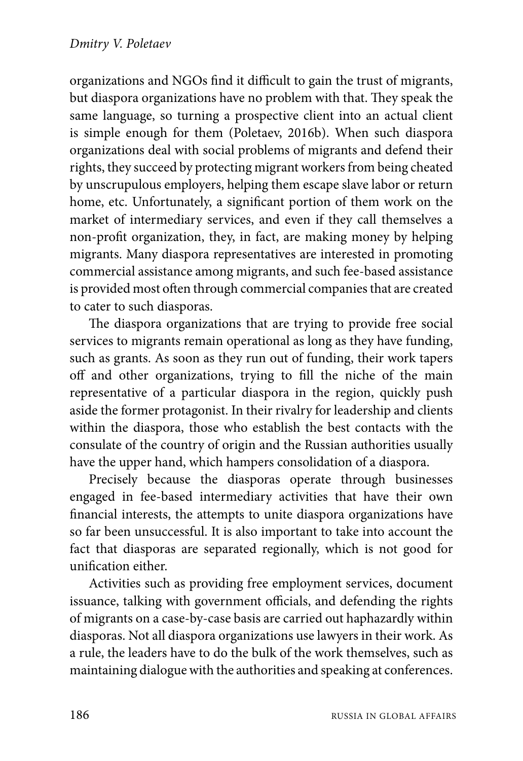organizations and NGOs find it difficult to gain the trust of migrants, but diaspora organizations have no problem with that. They speak the same language, so turning a prospective client into an actual client is simple enough for them (Poletaev, 2016b). When such diaspora organizations deal with social problems of migrants and defend their rights, they succeed by protecting migrant workers from being cheated by unscrupulous employers, helping them escape slave labor or return home, etc. Unfortunately, a significant portion of them work on the market of intermediary services, and even if they call themselves a non-profit organization, they, in fact, are making money by helping migrants. Many diaspora representatives are interested in promoting commercial assistance among migrants, and such fee-based assistance is provided most often through commercial companies that are created to cater to such diasporas.

The diaspora organizations that are trying to provide free social services to migrants remain operational as long as they have funding, such as grants. As soon as they run out of funding, their work tapers off and other organizations, trying to fill the niche of the main representative of a particular diaspora in the region, quickly push aside the former protagonist. In their rivalry for leadership and clients within the diaspora, those who establish the best contacts with the consulate of the country of origin and the Russian authorities usually have the upper hand, which hampers consolidation of a diaspora.

Precisely because the diasporas operate through businesses engaged in fee-based intermediary activities that have their own financial interests, the attempts to unite diaspora organizations have so far been unsuccessful. It is also important to take into account the fact that diasporas are separated regionally, which is not good for unification either.

Activities such as providing free employment services, document issuance, talking with government officials, and defending the rights of migrants on a case-by-case basis are carried out haphazardly within diasporas. Not all diaspora organizations use lawyers in their work. As a rule, the leaders have to do the bulk of the work themselves, such as maintaining dialogue with the authorities and speaking at conferences.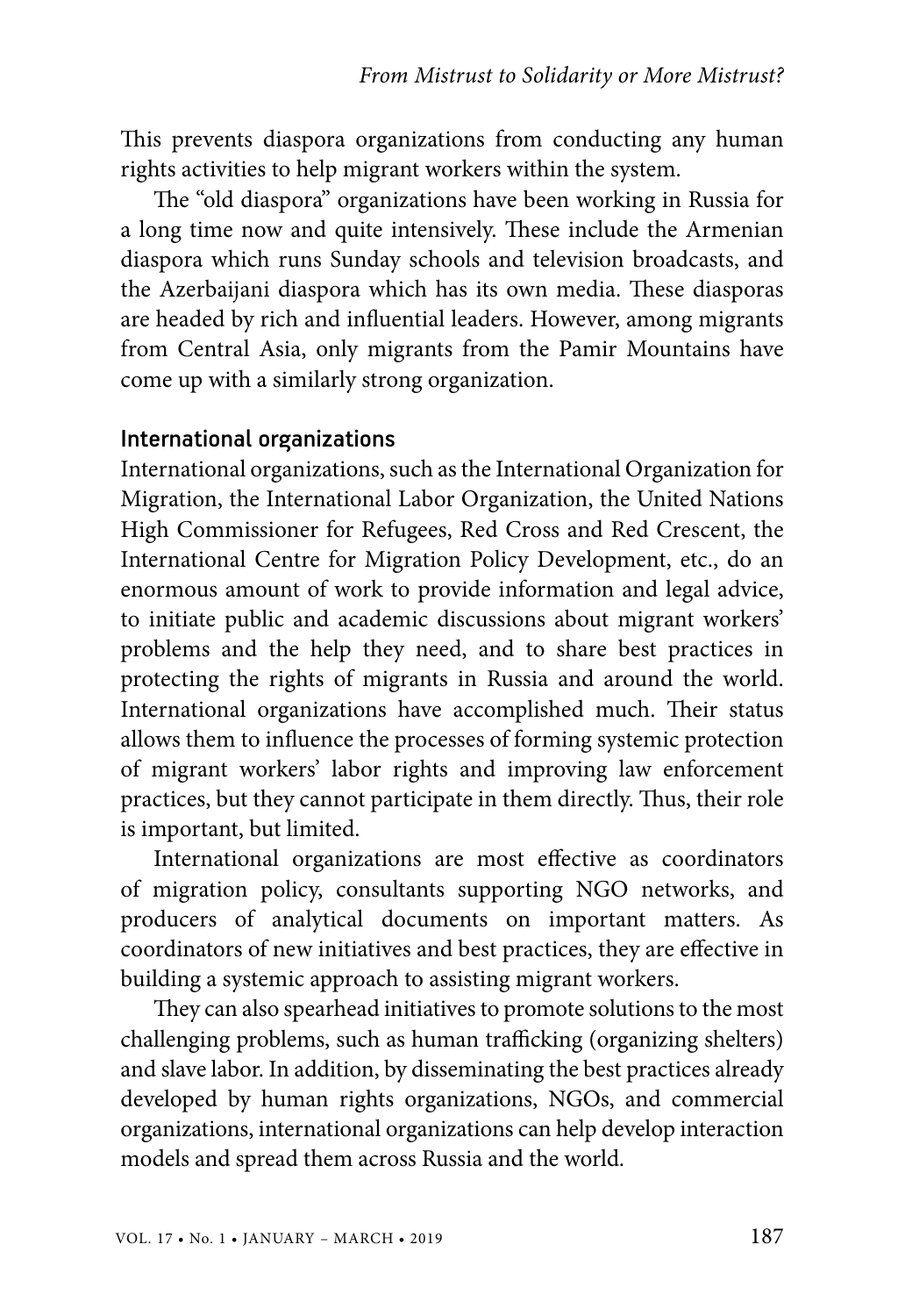This prevents diaspora organizations from conducting any human rights activities to help migrant workers within the system.

The "old diaspora" organizations have been working in Russia for a long time now and quite intensively. These include the Armenian diaspora which runs Sunday schools and television broadcasts, and the Azerbaijani diaspora which has its own media. These diasporas are headed by rich and influential leaders. However, among migrants from Central Asia, only migrants from the Pamir Mountains have come up with a similarly strong organization.

### International organizations

International organizations, such as the International Organization for Migration, the International Labor Organization, the United Nations High Commissioner for Refugees, Red Cross and Red Crescent, the International Centre for Migration Policy Development, etc., do an enormous amount of work to provide information and legal advice, to initiate public and academic discussions about migrant workers' problems and the help they need, and to share best practices in protecting the rights of migrants in Russia and around the world. International organizations have accomplished much. Their status allows them to influence the processes of forming systemic protection of migrant workers' labor rights and improving law enforcement practices, but they cannot participate in them directly. Thus, their role is important, but limited.

International organizations are most effective as coordinators of migration policy, consultants supporting NGO networks, and producers of analytical documents on important matters. As coordinators of new initiatives and best practices, they are effective in building a systemic approach to assisting migrant workers.

They can also spearhead initiatives to promote solutions to the most challenging problems, such as human trafficking (organizing shelters) and slave labor. In addition, by disseminating the best practices already developed by human rights organizations, NGOs, and commercial organizations, international organizations can help develop interaction models and spread them across Russia and the world.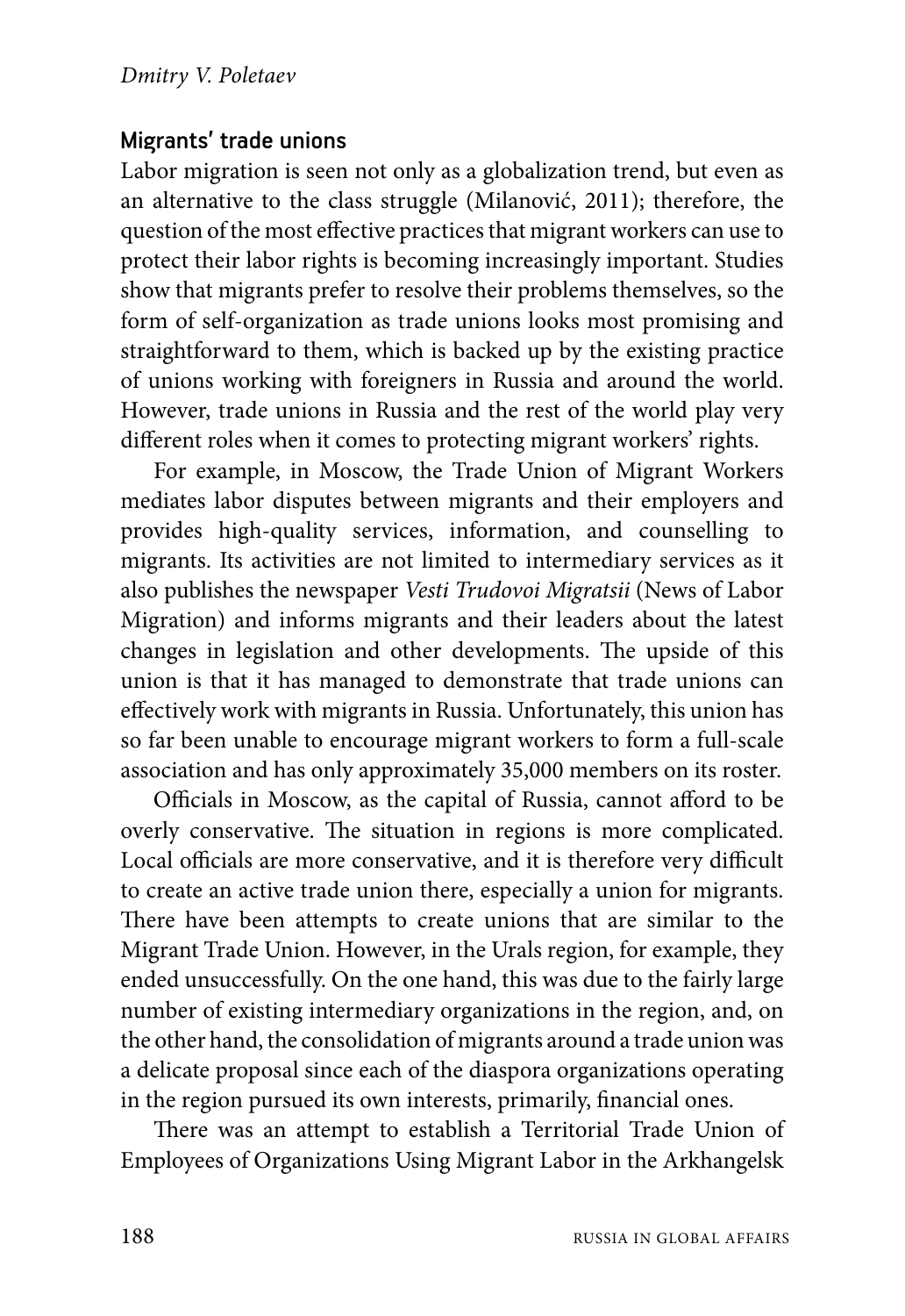## Migrants' trade unions

Labor migration is seen not only as a globalization trend, but even as an alternative to the class struggle (Milanović, 2011); therefore, the question of the most effective practices that migrant workers can use to protect their labor rights is becoming increasingly important. Studies show that migrants prefer to resolve their problems themselves, so the form of self-organization as trade unions looks most promising and straightforward to them, which is backed up by the existing practice of unions working with foreigners in Russia and around the world. However, trade unions in Russia and the rest of the world play very different roles when it comes to protecting migrant workers' rights.

For example, in Moscow, the Trade Union of Migrant Workers mediates labor disputes between migrants and their employers and provides high-quality services, information, and counselling to migrants. Its activities are not limited to intermediary services as it also publishes the newspaper *Vesti Trudovoi Migratsii* (News of Labor Migration) and informs migrants and their leaders about the latest changes in legislation and other developments. The upside of this union is that it has managed to demonstrate that trade unions can effectively work with migrants in Russia. Unfortunately, this union has so far been unable to encourage migrant workers to form a full-scale association and has only approximately 35,000 members on its roster.

Officials in Moscow, as the capital of Russia, cannot afford to be overly conservative. The situation in regions is more complicated. Local officials are more conservative, and it is therefore very difficult to create an active trade union there, especially a union for migrants. There have been attempts to create unions that are similar to the Migrant Trade Union. However, in the Urals region, for example, they ended unsuccessfully. On the one hand, this was due to the fairly large number of existing intermediary organizations in the region, and, on the other hand, the consolidation of migrants around a trade union was a delicate proposal since each of the diaspora organizations operating in the region pursued its own interests, primarily, financial ones.

There was an attempt to establish a Territorial Trade Union of Employees of Organizations Using Migrant Labor in the Arkhangelsk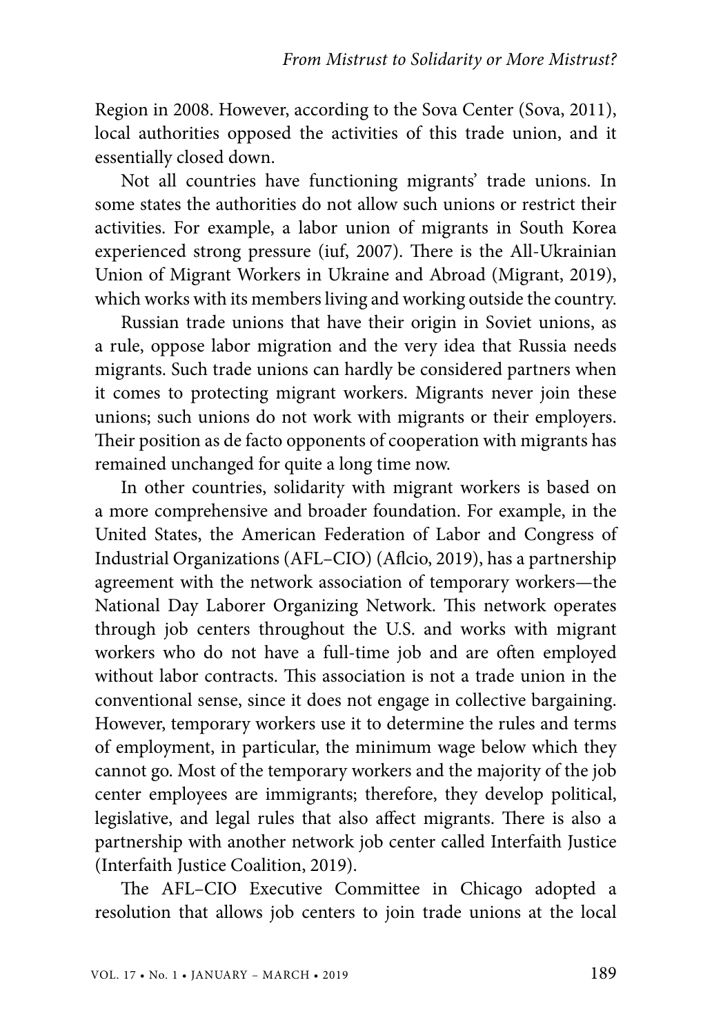Region in 2008. However, according to the Sova Center (Sova, 2011), local authorities opposed the activities of this trade union, and it essentially closed down.

Not all countries have functioning migrants' trade unions. In some states the authorities do not allow such unions or restrict their activities. For example, a labor union of migrants in South Korea experienced strong pressure (iuf, 2007). There is the All-Ukrainian Union of Migrant Workers in Ukraine and Abroad (Migrant, 2019), which works with its members living and working outside the country.

Russian trade unions that have their origin in Soviet unions, as a rule, oppose labor migration and the very idea that Russia needs migrants. Such trade unions can hardly be considered partners when it comes to protecting migrant workers. Migrants never join these unions; such unions do not work with migrants or their employers. Their position as de facto opponents of cooperation with migrants has remained unchanged for quite a long time now.

In other countries, solidarity with migrant workers is based on a more comprehensive and broader foundation. For example, in the United States, the American Federation of Labor and Congress of Industrial Organizations (AFL–CIO) (Aflcio, 2019), has a partnership agreement with the network association of temporary workers—the National Day Laborer Organizing Network. This network operates through job centers throughout the U.S. and works with migrant workers who do not have a full-time job and are often employed without labor contracts. This association is not a trade union in the conventional sense, since it does not engage in collective bargaining. However, temporary workers use it to determine the rules and terms of employment, in particular, the minimum wage below which they cannot go. Most of the temporary workers and the majority of the job center employees are immigrants; therefore, they develop political, legislative, and legal rules that also affect migrants. There is also a partnership with another network job center called Interfaith Justice (Interfaith Justice Coalition, 2019).

The AFL–CIO Executive Committee in Chicago adopted a resolution that allows job centers to join trade unions at the local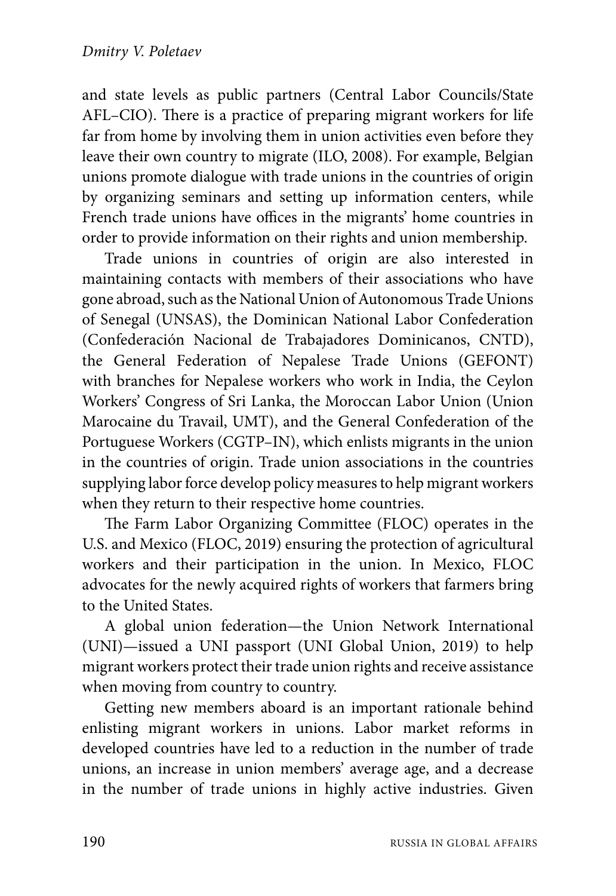and state levels as public partners (Central Labor Councils/State AFL–CIO). There is a practice of preparing migrant workers for life far from home by involving them in union activities even before they leave their own country to migrate (ILO, 2008). For example, Belgian unions promote dialogue with trade unions in the countries of origin by organizing seminars and setting up information centers, while French trade unions have offices in the migrants' home countries in order to provide information on their rights and union membership.

Trade unions in countries of origin are also interested in maintaining contacts with members of their associations who have gone abroad, such as the National Union of Autonomous Trade Unions of Senegal (UNSAS), the Dominican National Labor Confederation (Confederación Nacional de Trabajadores Dominicanos, CNTD), the General Federation of Nepalese Trade Unions (GEFONT) with branches for Nepalese workers who work in India, the Ceylon Workers' Congress of Sri Lanka, the Moroccan Labor Union (Union Marocaine du Travail, UMT), and the General Confederation of the Portuguese Workers (CGTP–IN), which enlists migrants in the union in the countries of origin. Trade union associations in the countries supplying labor force develop policy measures to help migrant workers when they return to their respective home countries.

The Farm Labor Organizing Committee (FLOC) operates in the U.S. and Mexico (FLOC, 2019) ensuring the protection of agricultural workers and their participation in the union. In Mexico, FLOC advocates for the newly acquired rights of workers that farmers bring to the United States.

A global union federation—the Union Network International (UNI)—issued a UNI passport (UNI Global Union, 2019) to help migrant workers protect their trade union rights and receive assistance when moving from country to country.

Getting new members aboard is an important rationale behind enlisting migrant workers in unions. Labor market reforms in developed countries have led to a reduction in the number of trade unions, an increase in union members' average age, and a decrease in the number of trade unions in highly active industries. Given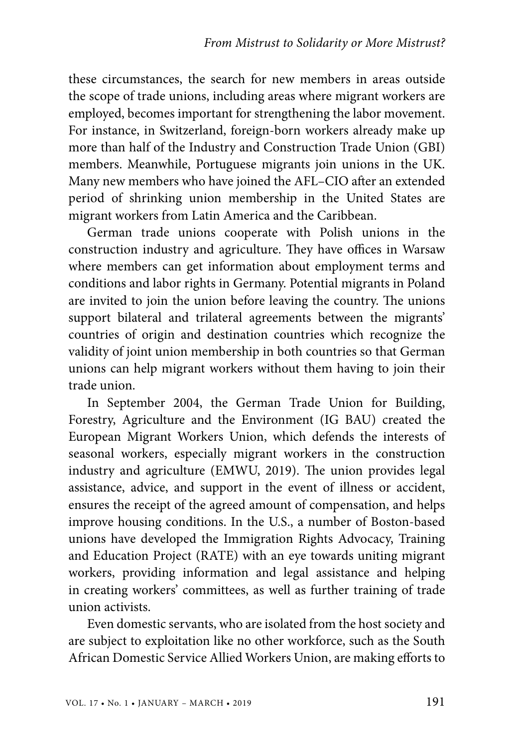these circumstances, the search for new members in areas outside the scope of trade unions, including areas where migrant workers are employed, becomes important for strengthening the labor movement. For instance, in Switzerland, foreign-born workers already make up more than half of the Industry and Construction Trade Union (GBI) members. Meanwhile, Portuguese migrants join unions in the UK. Many new members who have joined the AFL–CIO after an extended period of shrinking union membership in the United States are migrant workers from Latin America and the Caribbean.

German trade unions cooperate with Polish unions in the construction industry and agriculture. They have offices in Warsaw where members can get information about employment terms and conditions and labor rights in Germany. Potential migrants in Poland are invited to join the union before leaving the country. The unions support bilateral and trilateral agreements between the migrants' countries of origin and destination countries which recognize the validity of joint union membership in both countries so that German unions can help migrant workers without them having to join their trade union.

In September 2004, the German Trade Union for Building, Forestry, Agriculture and the Environment (IG BAU) created the European Migrant Workers Union, which defends the interests of seasonal workers, especially migrant workers in the construction industry and agriculture (EMWU, 2019). The union provides legal assistance, advice, and support in the event of illness or accident, ensures the receipt of the agreed amount of compensation, and helps improve housing conditions. In the U.S., a number of Boston-based unions have developed the Immigration Rights Advocacy, Training and Education Project (RATE) with an eye towards uniting migrant workers, providing information and legal assistance and helping in creating workers' committees, as well as further training of trade union activists.

Even domestic servants, who are isolated from the host society and are subject to exploitation like no other workforce, such as the South African Domestic Service Allied Workers Union, are making efforts to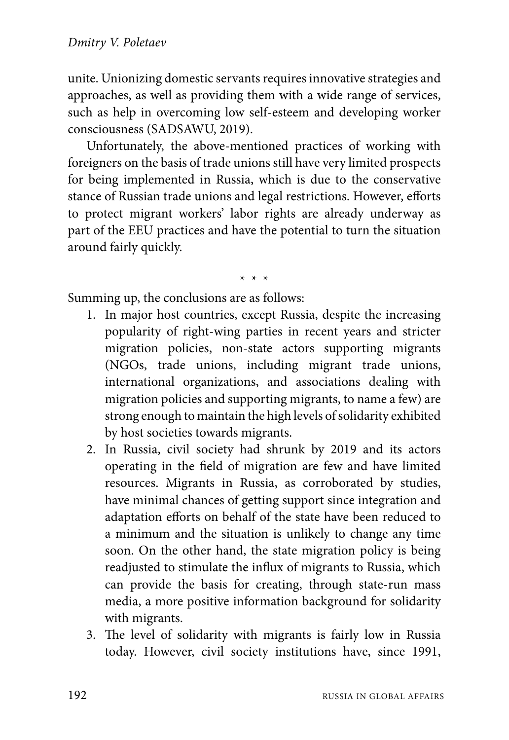unite. Unionizing domestic servants requires innovative strategies and approaches, as well as providing them with a wide range of services, such as help in overcoming low self-esteem and developing worker consciousness (SADSAWU, 2019).

Unfortunately, the above-mentioned practices of working with foreigners on the basis of trade unions still have very limited prospects for being implemented in Russia, which is due to the conservative stance of Russian trade unions and legal restrictions. However, efforts to protect migrant workers' labor rights are already underway as part of the EEU practices and have the potential to turn the situation around fairly quickly.

\* \* \*

Summing up, the conclusions are as follows:

1. In major host countries, except Russia, despite the increasing popularity of right-wing parties in recent years and stricter migration policies, non-state actors supporting migrants (NGOs, trade unions, including migrant trade unions, international organizations, and associations dealing with migration policies and supporting migrants, to name a few) are strong enough to maintain the high levels of solidarity exhibited by host societies towards migrants.
2. In Russia, civil society had shrunk by 2019 and its actors operating in the field of migration are few and have limited resources. Migrants in Russia, as corroborated by studies, have minimal chances of getting support since integration and adaptation efforts on behalf of the state have been reduced to a minimum and the situation is unlikely to change any time soon. On the other hand, the state migration policy is being readjusted to stimulate the influx of migrants to Russia, which can provide the basis for creating, through state-run mass media, a more positive information background for solidarity with migrants.
3. The level of solidarity with migrants is fairly low in Russia today. However, civil society institutions have, since 1991,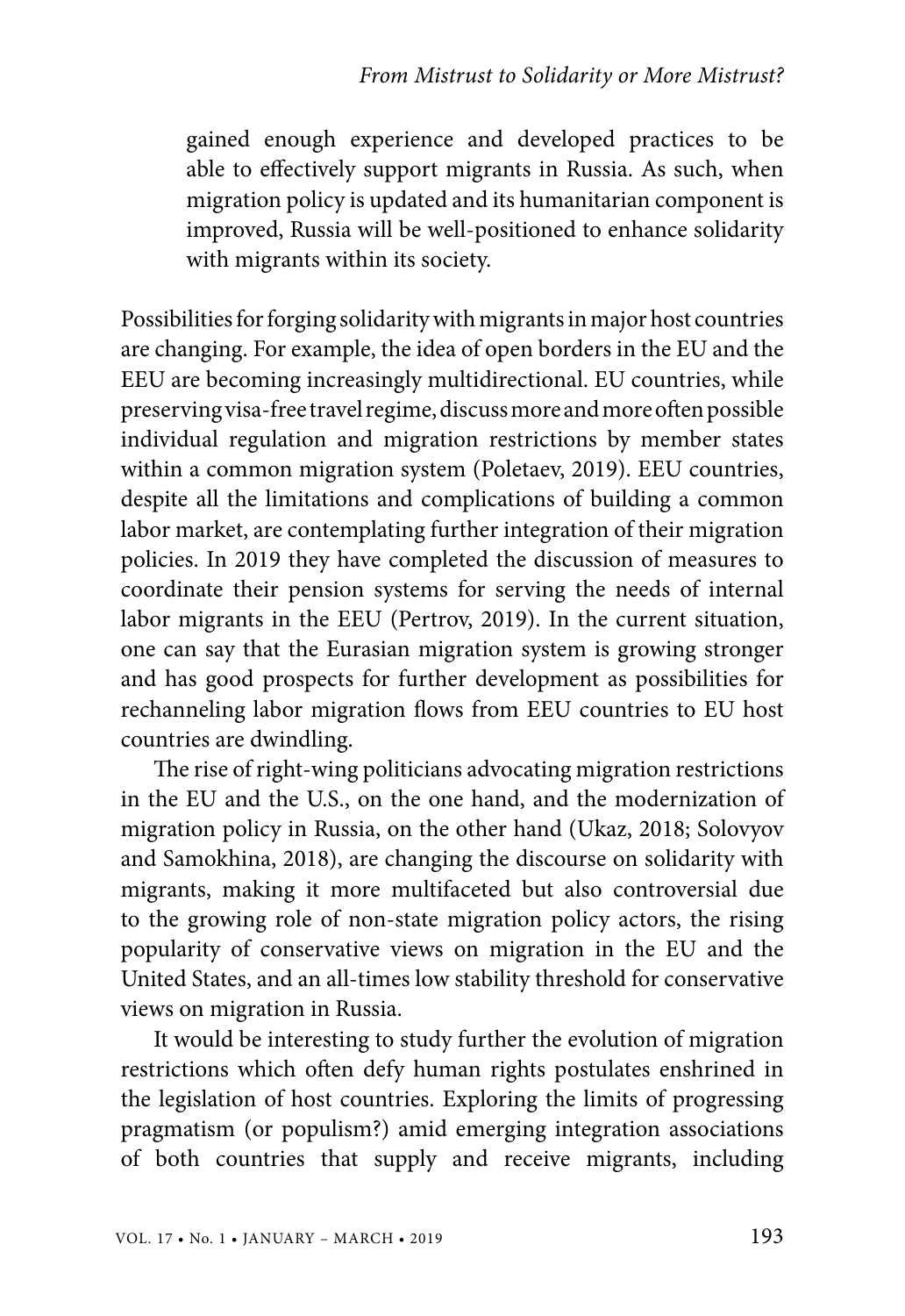gained enough experience and developed practices to be able to effectively support migrants in Russia. As such, when migration policy is updated and its humanitarian component is improved, Russia will be well-positioned to enhance solidarity with migrants within its society.

Possibilities for forging solidarity with migrants in major host countries are changing. For example, the idea of open borders in the EU and the EEU are becoming increasingly multidirectional. EU countries, while preserving visa-free travel regime, discuss more and more often possible individual regulation and migration restrictions by member states within a common migration system (Poletaev, 2019). EEU countries, despite all the limitations and complications of building a common labor market, are contemplating further integration of their migration policies. In 2019 they have completed the discussion of measures to coordinate their pension systems for serving the needs of internal labor migrants in the EEU (Pertrov, 2019). In the current situation, one can say that the Eurasian migration system is growing stronger and has good prospects for further development as possibilities for rechanneling labor migration flows from EEU countries to EU host countries are dwindling.

The rise of right-wing politicians advocating migration restrictions in the EU and the U.S., on the one hand, and the modernization of migration policy in Russia, on the other hand (Ukaz, 2018; Solovyov and Samokhina, 2018), are changing the discourse on solidarity with migrants, making it more multifaceted but also controversial due to the growing role of non-state migration policy actors, the rising popularity of conservative views on migration in the EU and the United States, and an all-times low stability threshold for conservative views on migration in Russia.

It would be interesting to study further the evolution of migration restrictions which often defy human rights postulates enshrined in the legislation of host countries. Exploring the limits of progressing pragmatism (or populism?) amid emerging integration associations of both countries that supply and receive migrants, including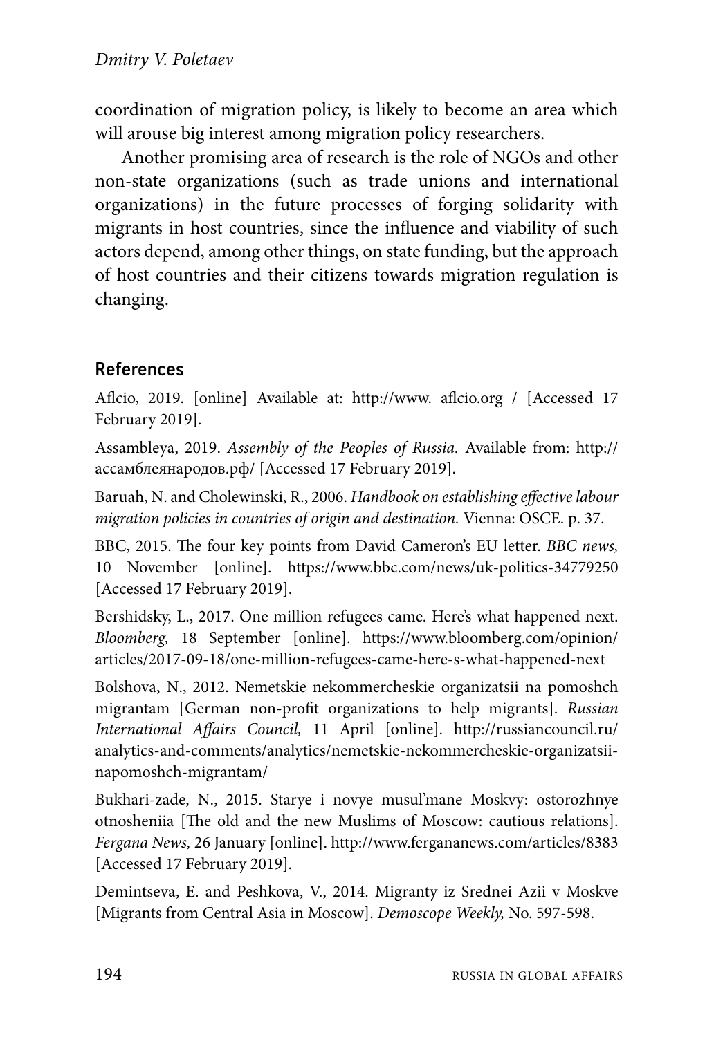coordination of migration policy, is likely to become an area which will arouse big interest among migration policy researchers.

Another promising area of research is the role of NGOs and other non-state organizations (such as trade unions and international organizations) in the future processes of forging solidarity with migrants in host countries, since the influence and viability of such actors depend, among other things, on state funding, but the approach of host countries and their citizens towards migration regulation is changing.

## References

Aflcio, 2019. [online] Available at: http://www. aflcio.org / [Accessed 17 February 2019].

Assambleya, 2019. *Assembly of the Peoples of Russia.* Available from: http://ассамблеянародов.рф/ [Accessed 17 February 2019].

Baruah, N. and Cholewinski, R., 2006. *Handbook on establishing effective labour migration policies in countries of origin and destination.* Vienna: OSCE. p. 37.

BBC, 2015. The four key points from David Cameron's EU letter. *BBC news,* 10 November [online]. https://www.bbc.com/news/uk-politics-34779250 [Accessed 17 February 2019].

Bershidsky, L., 2017. One million refugees came. Here's what happened next. *Bloomberg,* 18 September [online]. https://www.bloomberg.com/opinion/articles/2017-09-18/one-million-refugees-came-here-s-what-happened-next

Bolshova, N., 2012. Nemetskie nekommercheskie organizatsii na pomoshch migrantam [German non-profit organizations to help migrants]. *Russian International Affairs Council,* 11 April [online]. http://russiancouncil.ru/analytics-and-comments/analytics/nemetskie-nekommercheskie-organizatsii-napomoshch-migrantam/

Bukhari-zade, N., 2015. Starye i novye musul'mane Moskvy: ostorozhnye otnosheniia [The old and the new Muslims of Moscow: cautious relations]. *Fergana News,* 26 January [online]. http://www.fergananews.com/articles/8383 [Accessed 17 February 2019].

Demintseva, E. and Peshkova, V., 2014. Migranty iz Srednei Azii v Moskve [Migrants from Central Asia in Moscow]. *Demoscope Weekly,* No. 597-598.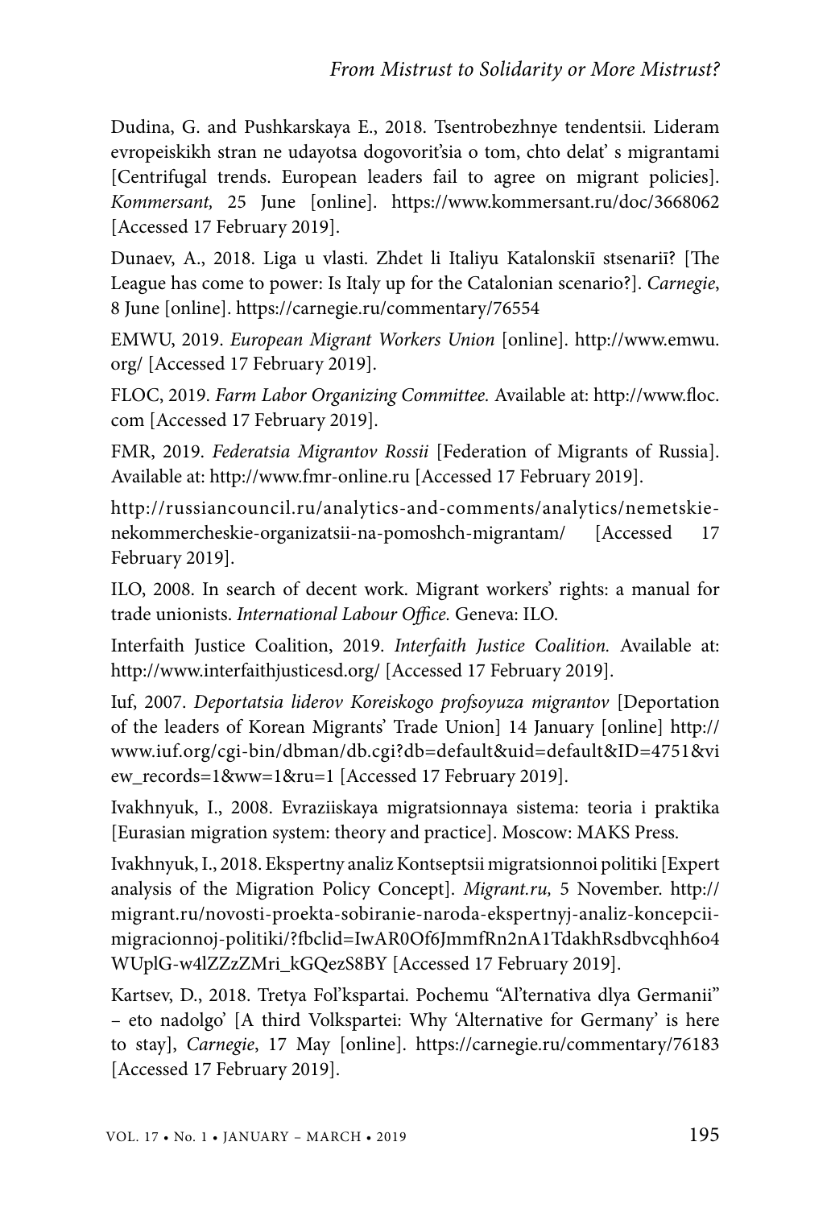Dudina, G. and Pushkarskaya E., 2018. Tsentrobezhnye tendentsii. Lideram evropeiskikh stran ne udayotsa dogovorit'sia o tom, chto delat' s migrantami [Centrifugal trends. European leaders fail to agree on migrant policies]. *Kommersant,* 25 June [online]. https://www.kommersant.ru/doc/3668062 [Accessed 17 February 2019].

Dunaev, A., 2018. Liga u vlasti. Zhdet li Italiyu Katalonskiī stsenariī? [The League has come to power: Is Italy up for the Catalonian scenario?]. *Carnegie*, 8 June [online]. https://carnegie.ru/commentary/76554

EMWU, 2019. *European Migrant Workers Union* [online]. http://www.emwu.org/ [Accessed 17 February 2019].

FLOC, 2019. *Farm Labor Organizing Committee.* Available at: http://www.floc.com [Accessed 17 February 2019].

FMR, 2019. *Federatsia Migrantov Rossii* [Federation of Migrants of Russia]. Available at: http://www.fmr-online.ru [Accessed 17 February 2019].

http://russiancouncil.ru/analytics-and-comments/analytics/nemetskie-nekommercheskie-organizatsii-na-pomoshch-migrantam/ [Accessed 17 February 2019].

ILO, 2008. In search of decent work. Migrant workers' rights: a manual for trade unionists. *International Labour Office.* Geneva: ILO.

Interfaith Justice Coalition, 2019. *Interfaith Justice Coalition.* Available at: http://www.interfaithjusticesd.org/ [Accessed 17 February 2019].

Iuf, 2007. *Deportatsia liderov Koreiskogo profsoyuza migrantov* [Deportation of the leaders of Korean Migrants' Trade Union] 14 January [online] http://www.iuf.org/cgi-bin/dbman/db.cgi?db=default&uid=default&ID=4751&view_records=1&ww=1&ru=1 [Accessed 17 February 2019].

Ivakhnyuk, I., 2008. Evraziiskaya migratsionnaya sistema: teoria i praktika [Eurasian migration system: theory and practice]. Moscow: MAKS Press.

Ivakhnyuk, I., 2018. Ekspertny analiz Kontseptsii migratsionnoi politiki [Expert analysis of the Migration Policy Concept]. *Migrant.ru,* 5 November. http://migrant.ru/novosti-proekta-sobiranie-naroda-ekspertnyj-analiz-koncepcii-migracionnoj-politiki/?fbclid=IwAR0Of6JmmfRn2nA1TdakhRsdbvcqhh6o4WUplG-w4lZZzZMri_kGQezS8BY [Accessed 17 February 2019].

Kartsev, D., 2018. Tretya Fol'kspartai. Pochemu "Al'ternativa dlya Germanii" – eto nadolgo' [A third Volkspartei: Why 'Alternative for Germany' is here to stay], *Carnegie*, 17 May [online]. https://carnegie.ru/commentary/76183 [Accessed 17 February 2019].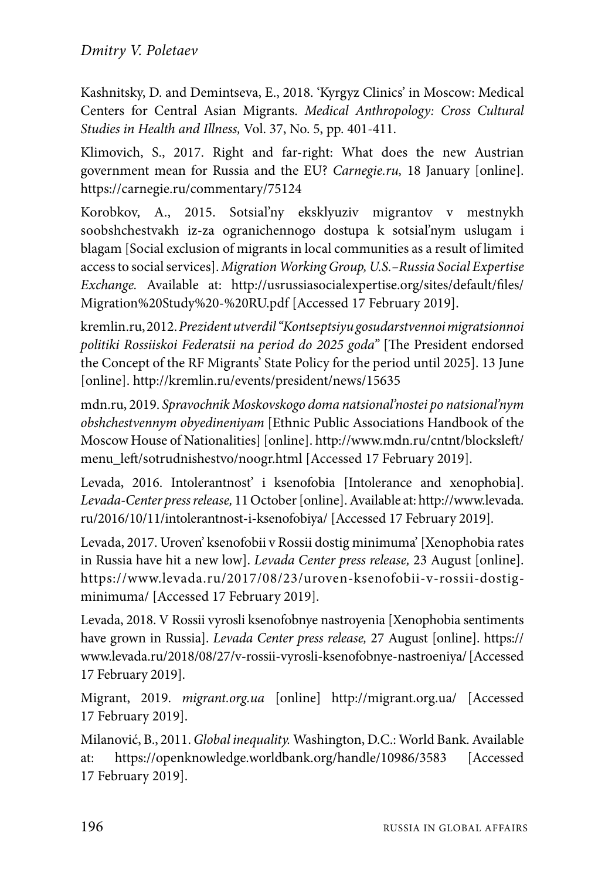Kashnitsky, D. and Demintseva, E., 2018. 'Kyrgyz Clinics' in Moscow: Medical Centers for Central Asian Migrants. *Medical Anthropology: Cross Cultural Studies in Health and Illness,* Vol. 37, No. 5, pp. 401-411.

Klimovich, S., 2017. Right and far-right: What does the new Austrian government mean for Russia and the EU? *Carnegie.ru,* 18 January [online]. https://carnegie.ru/commentary/75124

Korobkov, A., 2015. Sotsial'ny eksklyuziv migrantov v mestnykh soobshchestvakh iz-za ogranichennogo dostupa k sotsial'nym uslugam i blagam [Social exclusion of migrants in local communities as a result of limited access to social services]. *Migration Working Group, U.S.–Russia Social Expertise Exchange.* Available at: http://usrussiasocialexpertise.org/sites/default/files/Migration%20Study%20-%20RU.pdf [Accessed 17 February 2019].

kremlin.ru, 2012. *Prezident utverdil "Kontseptsiyu gosudarstvennoi migratsionnoi politiki Rossiiskoi Federatsii na period do 2025 goda"* [The President endorsed the Concept of the RF Migrants' State Policy for the period until 2025]. 13 June [online]. http://kremlin.ru/events/president/news/15635

mdn.ru, 2019. *Spravochnik Moskovskogo doma natsional'nostei po natsional'nym obshchestvennym obyedineniyam* [Ethnic Public Associations Handbook of the Moscow House of Nationalities] [online]. http://www.mdn.ru/cntnt/blocksleft/menu_left/sotrudnishestvo/noogr.html [Accessed 17 February 2019].

Levada, 2016. Intolerantnost' i ksenofobia [Intolerance and xenophobia]. *Levada-Center press release,* 11 October [online]. Available at: http://www.levada.ru/2016/10/11/intolerantnost-i-ksenofobiya/ [Accessed 17 February 2019].

Levada, 2017. Uroven' ksenofobii v Rossii dostig minimuma' [Xenophobia rates in Russia have hit a new low]. *Levada Center press release,* 23 August [online]. https://www.levada.ru/2017/08/23/uroven-ksenofobii-v-rossii-dostig-minimuma/ [Accessed 17 February 2019].

Levada, 2018. V Rossii vyrosli ksenofobnye nastroyenia [Xenophobia sentiments have grown in Russia]. *Levada Center press release,* 27 August [online]. https://www.levada.ru/2018/08/27/v-rossii-vyrosli-ksenofobnye-nastroeniya/ [Accessed 17 February 2019].

Migrant, 2019. *migrant.org.ua* [online] http://migrant.org.ua/ [Accessed 17 February 2019].

Milanović, B., 2011. *Global inequality.* Washington, D.C.: World Bank. Available at: https://openknowledge.worldbank.org/handle/10986/3583 [Accessed 17 February 2019].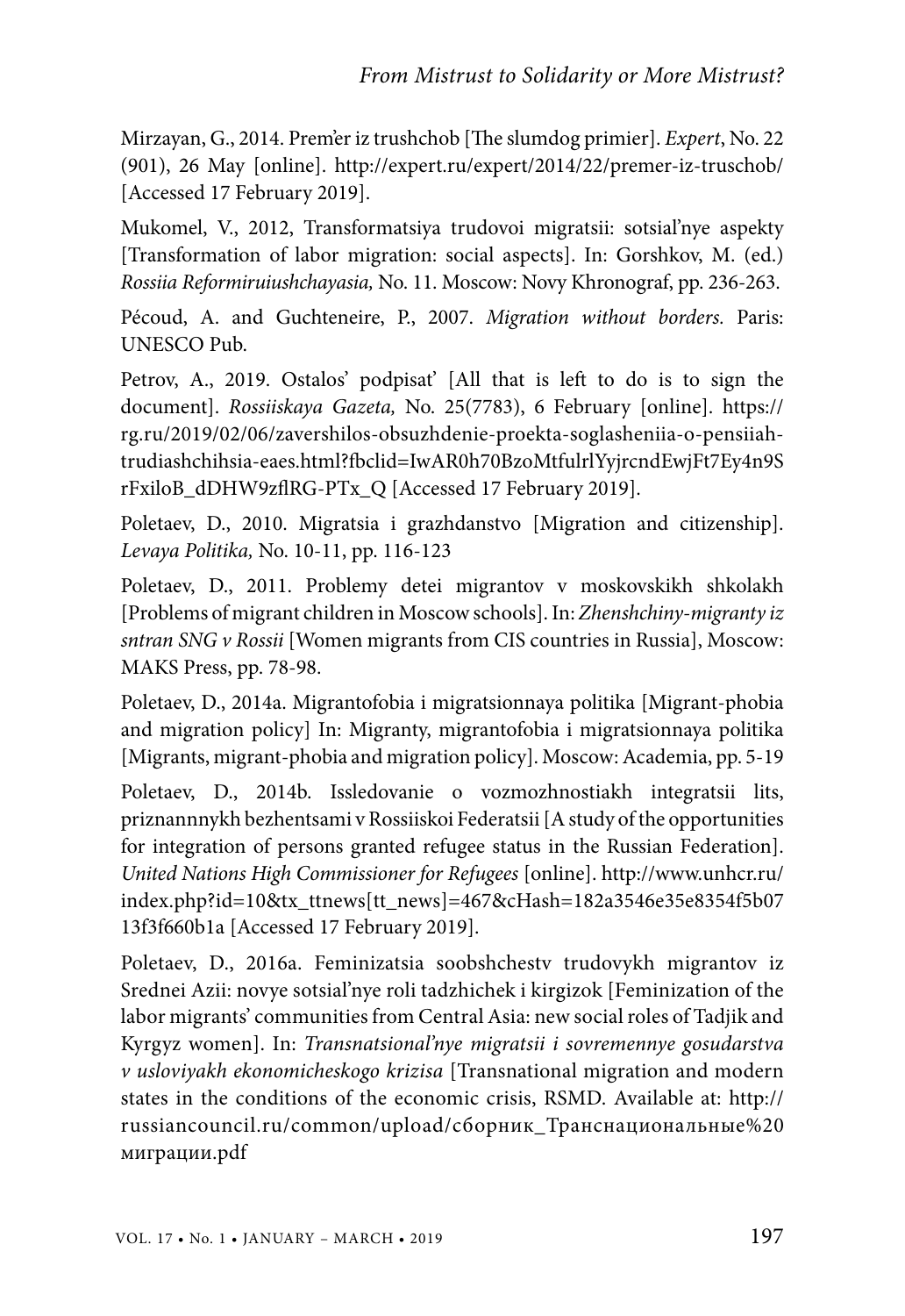Mirzayan, G., 2014. Prem'er iz trushchob [The slumdog primier]. *Expert*, No. 22 (901), 26 May [online]. http://expert.ru/expert/2014/22/premer-iz-truschob/ [Accessed 17 February 2019].

Mukomel, V., 2012, Transformatsiya trudovoi migratsii: sotsial'nye aspekty [Transformation of labor migration: social aspects]. In: Gorshkov, M. (ed.) *Rossiia Reformiruiushchayasia,* No. 11. Moscow: Novy Khronograf, pp. 236-263.

Pécoud, A. and Guchteneire, P., 2007. *Migration without borders.* Paris: UNESCO Pub.

Petrov, A., 2019. Ostalos' podpisat' [All that is left to do is to sign the document]. *Rossiiskaya Gazeta,* No. 25(7783), 6 February [online]. https://rg.ru/2019/02/06/zavershilos-obsuzhdenie-proekta-soglasheniia-o-pensiiah-trudiashchihsia-eaes.html?fbclid=IwAR0h70BzoMtfulrlYyjrcndEwjFt7Ey4n9SrFxiloB_dDHW9zflRG-PTx_Q [Accessed 17 February 2019].

Poletaev, D., 2010. Migratsia i grazhdanstvo [Migration and citizenship]. *Levaya Politika,* No. 10-11, pp. 116-123

Poletaev, D., 2011. Problemy detei migrantov v moskovskikh shkolakh [Problems of migrant children in Moscow schools]. In: *Zhenshchiny-migranty iz sntran SNG v Rossii* [Women migrants from CIS countries in Russia], Moscow: MAKS Press, pp. 78-98.

Poletaev, D., 2014a. Migrantofobia i migratsionnaya politika [Migrant-phobia and migration policy] In: Migranty, migrantofobia i migratsionnaya politika [Migrants, migrant-phobia and migration policy]. Moscow: Academia, pp. 5-19

Poletaev, D., 2014b. Issledovanie o vozmozhnostiakh integratsii lits, priznannnykh bezhentsami v Rossiiskoi Federatsii [A study of the opportunities for integration of persons granted refugee status in the Russian Federation]. *United Nations High Commissioner for Refugees* [online]. http://www.unhcr.ru/index.php?id=10&tx_ttnews[tt_news]=467&cHash=182a3546e35e8354f5b0713f3f660b1a [Accessed 17 February 2019].

Poletaev, D., 2016a. Feminizatsia soobshchestv trudovykh migrantov iz Srednei Azii: novye sotsial'nye roli tadzhichek i kirgizok [Feminization of the labor migrants' communities from Central Asia: new social roles of Tadjik and Kyrgyz women]. In: *Transnatsional'nye migratsii i sovremennye gosudarstva v usloviyakh ekonomicheskogo krizisa* [Transnational migration and modern states in the conditions of the economic crisis, RSMD. Available at: http://russiancouncil.ru/common/upload/сборник_Транснациональные%20миграции.pdf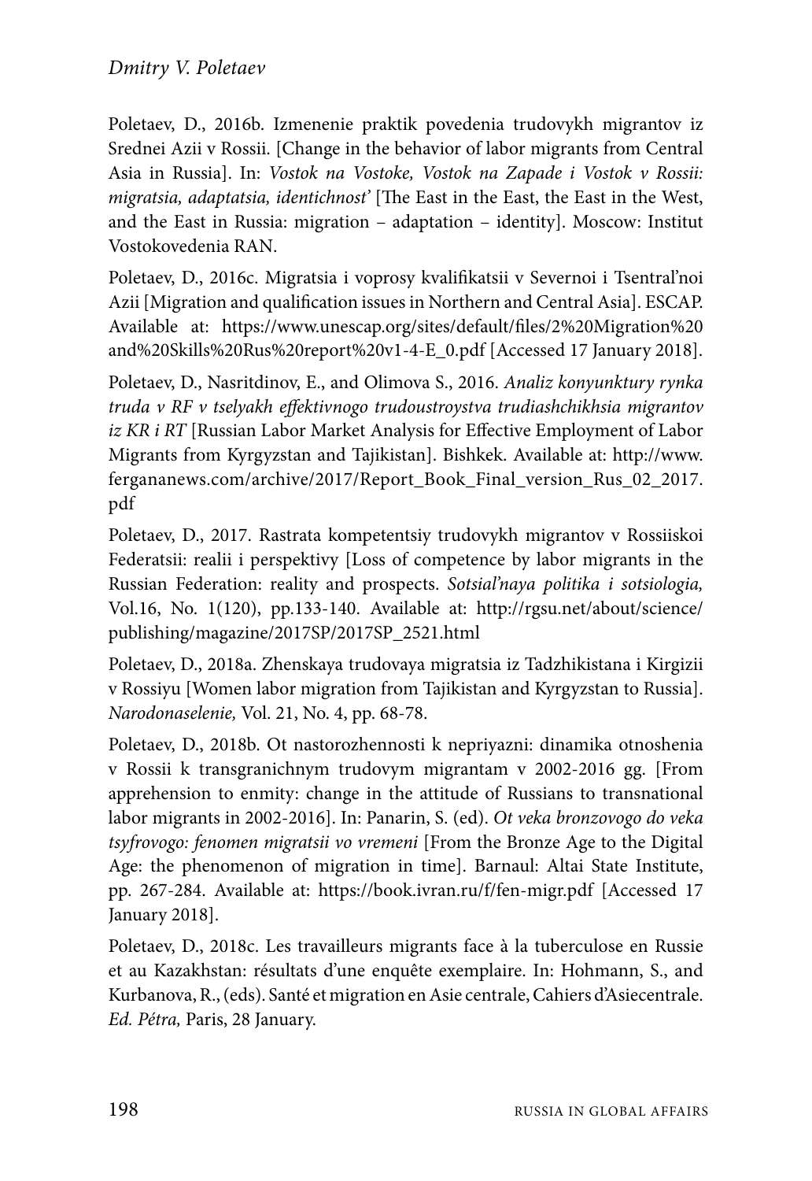Poletaev, D., 2016b. Izmenenie praktik povedenia trudovykh migrantov iz Srednei Azii v Rossii. [Change in the behavior of labor migrants from Central Asia in Russia]. In: *Vostok na Vostoke, Vostok na Zapade i Vostok v Rossii: migratsia, adaptatsia, identichnost'* [The East in the East, the East in the West, and the East in Russia: migration – adaptation – identity]. Moscow: Institut Vostokovedenia RAN.

Poletaev, D., 2016c. Migratsia i voprosy kvalifikatsii v Severnoi i Tsentral'noi Azii [Migration and qualification issues in Northern and Central Asia]. ESCAP. Available at: https://www.unescap.org/sites/default/files/2%20Migration%20and%20Skills%20Rus%20report%20v1-4-E_0.pdf [Accessed 17 January 2018].

Poletaev, D., Nasritdinov, E., and Olimova S., 2016. *Analiz konyunktury rynka truda v RF v tselyakh effektivnogo trudoustroystva trudiashchikhsia migrantov iz KR i RT* [Russian Labor Market Analysis for Effective Employment of Labor Migrants from Kyrgyzstan and Tajikistan]. Bishkek. Available at: http://www.fergananews.com/archive/2017/Report_Book_Final_version_Rus_02_2017.pdf

Poletaev, D., 2017. Rastrata kompetentsiy trudovykh migrantov v Rossiiskoi Federatsii: realii i perspektivy [Loss of competence by labor migrants in the Russian Federation: reality and prospects. *Sotsial'naya politika i sotsiologia,* Vol.16, No. 1(120), pp.133-140. Available at: http://rgsu.net/about/science/publishing/magazine/2017SP/2017SP_2521.html

Poletaev, D., 2018a. Zhenskaya trudovaya migratsia iz Tadzhikistana i Kirgizii v Rossiyu [Women labor migration from Tajikistan and Kyrgyzstan to Russia]. *Narodonaselenie,* Vol. 21, No. 4, pp. 68-78.

Poletaev, D., 2018b. Ot nastorozhennosti k nepriyazni: dinamika otnoshenia v Rossii k transgranichnym trudovym migrantam v 2002-2016 gg. [From apprehension to enmity: change in the attitude of Russians to transnational labor migrants in 2002-2016]. In: Panarin, S. (ed). *Ot veka bronzovogo do veka tsyfrovogo: fenomen migratsii vo vremeni* [From the Bronze Age to the Digital Age: the phenomenon of migration in time]. Barnaul: Altai State Institute, pp. 267-284. Available at: https://book.ivran.ru/f/fen-migr.pdf [Accessed 17 January 2018].

Poletaev, D., 2018c. Les travailleurs migrants face à la tuberculose en Russie et au Kazakhstan: résultats d'une enquête exemplaire. In: Hohmann, S., and Kurbanova, R., (eds). Santé et migration en Asie centrale, Cahiers d'Asiecentrale. *Ed. Pétra,* Paris, 28 January.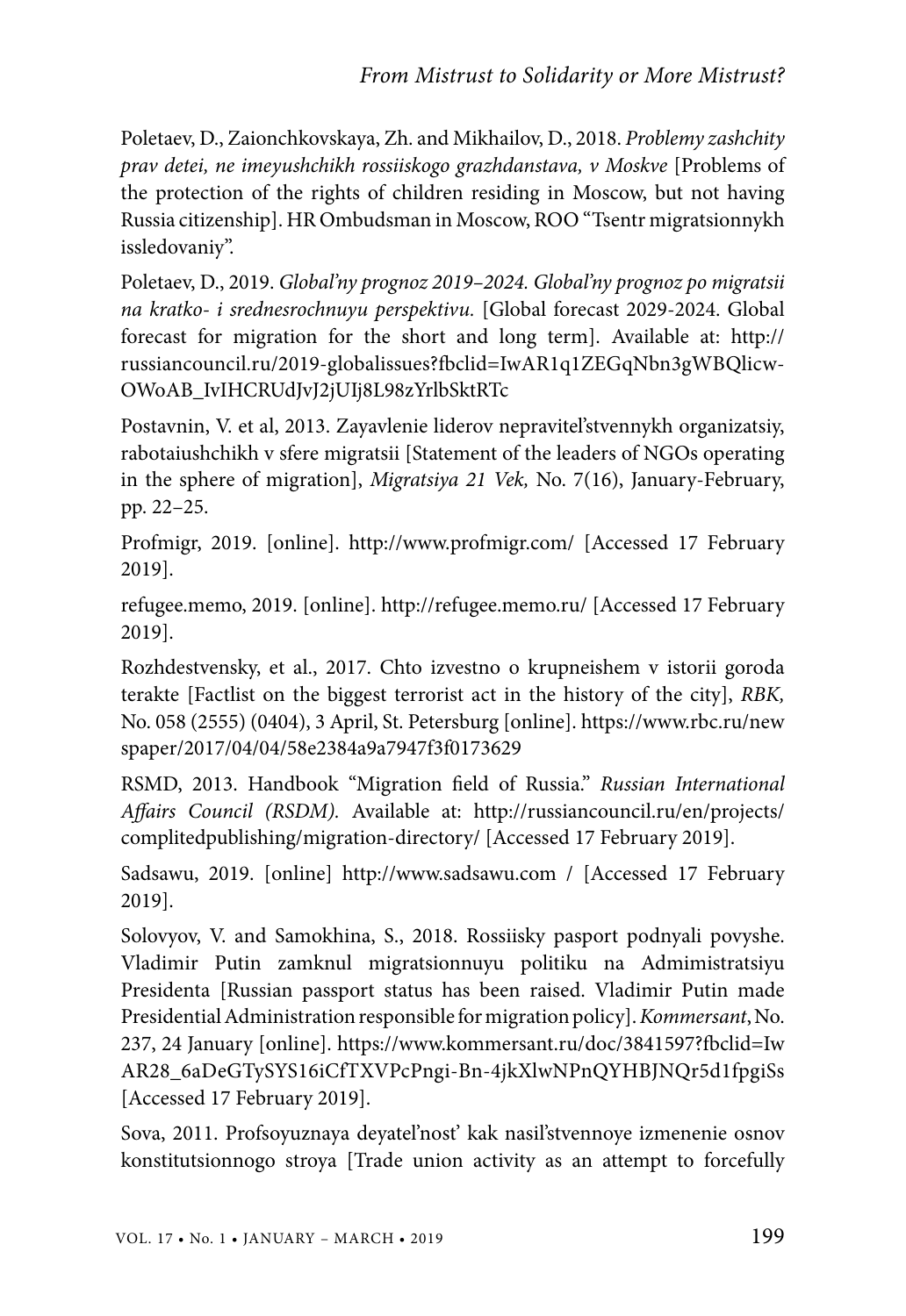Poletaev, D., Zaionchkovskaya, Zh. and Mikhailov, D., 2018. *Problemy zashchity prav detei, ne imeyushchikh rossiiskogo grazhdanstava, v Moskve* [Problems of the protection of the rights of children residing in Moscow, but not having Russia citizenship]. HR Ombudsman in Moscow, ROO "Tsentr migratsionnykh issledovaniy".

Poletaev, D., 2019. *Global'ny prognoz 2019–2024. Global'ny prognoz po migratsii na kratko- i srednesrochnuyu perspektivu.* [Global forecast 2029-2024. Global forecast for migration for the short and long term]. Available at: http://russiancouncil.ru/2019-globalissues?fbclid=IwAR1q1ZEGqNbn3gWBQlicw-OWoAB_IvIHCRUdJvJ2jUIj8L98zYrlbSktRTc

Postavnin, V. et al, 2013. Zayavlenie liderov nepravitel'stvennykh organizatsiy, rabotaiushchikh v sfere migratsii [Statement of the leaders of NGOs operating in the sphere of migration], *Migratsiya 21 Vek,* No. 7(16), January-February, pp. 22–25.

Profmigr, 2019. [online]. http://www.profmigr.com/ [Accessed 17 February 2019].

refugee.memo, 2019. [online]. http://refugee.memo.ru/ [Accessed 17 February 2019].

Rozhdestvensky, et al., 2017. Chto izvestno o krupneishem v istorii goroda terakte [Factlist on the biggest terrorist act in the history of the city], *RBK,* No. 058 (2555) (0404), 3 April, St. Petersburg [online]. https://www.rbc.ru/newspaper/2017/04/04/58e2384a9a7947f3f0173629

RSMD, 2013. Handbook "Migration field of Russia." *Russian International Affairs Council (RSDM).* Available at: http://russiancouncil.ru/en/projects/complitedpublishing/migration-directory/ [Accessed 17 February 2019].

Sadsawu, 2019. [online] http://www.sadsawu.com / [Accessed 17 February 2019].

Solovyov, V. and Samokhina, S., 2018. Rossiisky pasport podnyali povyshe. Vladimir Putin zamknul migratsionnuyu politiku na Admimistratsiyu Presidenta [Russian passport status has been raised. Vladimir Putin made Presidential Administration responsible for migration policy]. *Kommersant*, No. 237, 24 January [online]. https://www.kommersant.ru/doc/3841597?fbclid=IwAR28_6aDeGTySYS16iCfTXVPcPngi-Bn-4jkXlwNPnQYHBJNQr5d1fpgiSs [Accessed 17 February 2019].

Sova, 2011. Profsoyuznaya deyatel'nost' kak nasil'stvennoye izmenenie osnov konstitutsionnogo stroya [Trade union activity as an attempt to forcefully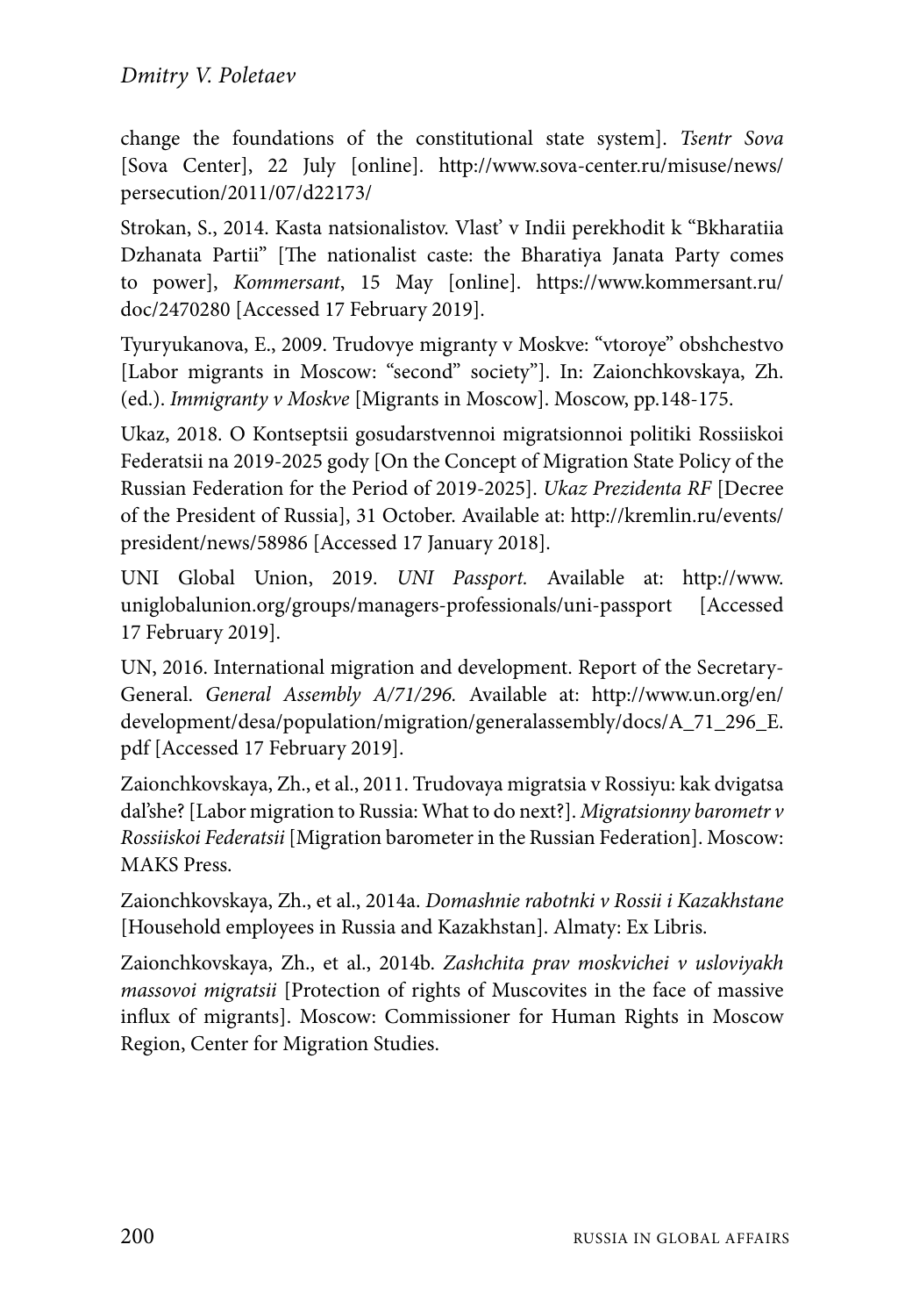change the foundations of the constitutional state system]. *Tsentr Sova* [Sova Center], 22 July [online]. http://www.sova-center.ru/misuse/news/persecution/2011/07/d22173/

Strokan, S., 2014. Kasta natsionalistov. Vlast' v Indii perekhodit k "Bkharatiia Dzhanata Partii" [The nationalist caste: the Bharatiya Janata Party comes to power], *Kommersant*, 15 May [online]. https://www.kommersant.ru/doc/2470280 [Accessed 17 February 2019].

Tyuryukanova, E., 2009. Trudovye migranty v Moskve: "vtoroye" obshchestvo [Labor migrants in Moscow: "second" society"]. In: Zaionchkovskaya, Zh. (ed.). *Immigranty v Moskve* [Migrants in Moscow]. Moscow, pp.148-175.

Ukaz, 2018. O Kontseptsii gosudarstvennoi migratsionnoi politiki Rossiiskoi Federatsii na 2019-2025 gody [On the Concept of Migration State Policy of the Russian Federation for the Period of 2019-2025]. *Ukaz Prezidenta RF* [Decree of the President of Russia], 31 October. Available at: http://kremlin.ru/events/president/news/58986 [Accessed 17 January 2018].

UNI Global Union, 2019. *UNI Passport.* Available at: http://www.uniglobalunion.org/groups/managers-professionals/uni-passport [Accessed 17 February 2019].

UN, 2016. International migration and development. Report of the Secretary-General. *General Assembly A/71/296.* Available at: http://www.un.org/en/development/desa/population/migration/generalassembly/docs/A_71_296_E.pdf [Accessed 17 February 2019].

Zaionchkovskaya, Zh., et al., 2011. Trudovaya migratsia v Rossiyu: kak dvigatsa dal'she? [Labor migration to Russia: What to do next?]. *Migratsionny barometr v Rossiiskoi Federatsii* [Migration barometer in the Russian Federation]. Moscow: MAKS Press.

Zaionchkovskaya, Zh., et al., 2014a. *Domashnie rabotnki v Rossii i Kazakhstane* [Household employees in Russia and Kazakhstan]. Almaty: Ex Libris.

Zaionchkovskaya, Zh., et al., 2014b. *Zashchita prav moskvichei v usloviyakh massovoi migratsii* [Protection of rights of Muscovites in the face of massive influx of migrants]. Moscow: Commissioner for Human Rights in Moscow Region, Center for Migration Studies.